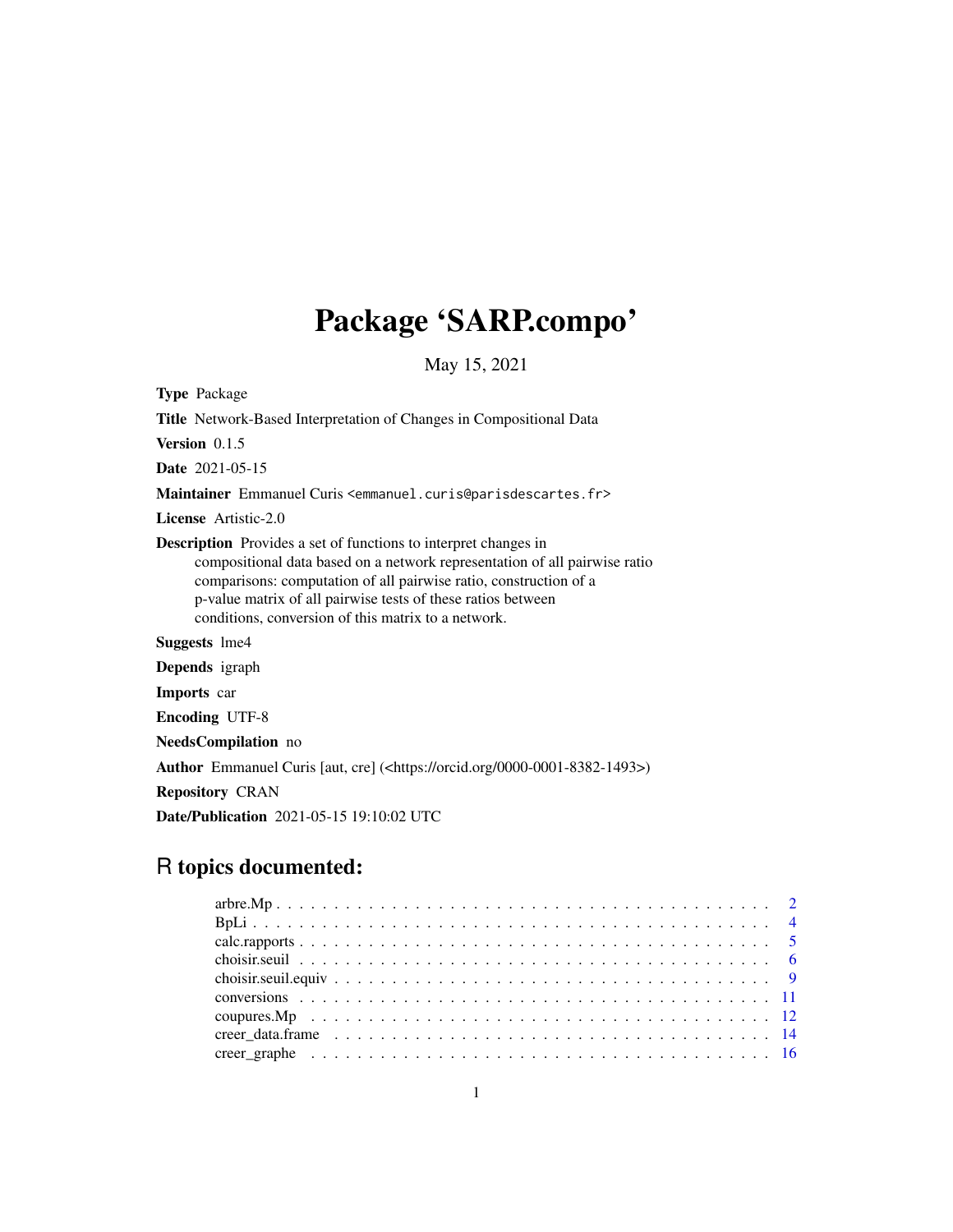# Package 'SARP.compo'

May 15, 2021

**Type** Package

**Title** Network-Based Interpretation of Changes in Compositional Data

**Version** 0.1.5

**Date** 2021-05-15

**Maintainer** Emmanuel Curis <emmanuel.curis@parisdescartes.fr>

**License** Artistic-2.0

**Description** Provides a set of functions to interpret changes in compositional data based on a network representation of all pairwise ratio comparisons: computation of all pairwise ratio, construction of a p-value matrix of all pairwise tests of these ratios between conditions, conversion of this matrix to a network.

**Suggests** lme4

**Depends** igraph

**Imports** car

**Encoding** UTF-8

**NeedsCompilation** no

**Author** Emmanuel Curis [aut, cre] (<https://orcid.org/0000-0001-8382-1493>)

**Repository** CRAN

**Date/Publication** 2021-05-15 19:10:02 UTC

## R topics documented:

| | |
|---|---|
| arbre.Mp | 2 |
| BpLi | 4 |
| calc.rapports | 5 |
| choisir.seuil | 6 |
| choisir.seuil.equiv | 9 |
| conversions | 11 |
| coupures.Mp | 12 |
| creer_data.frame | 14 |
| creer_graphe | 16 |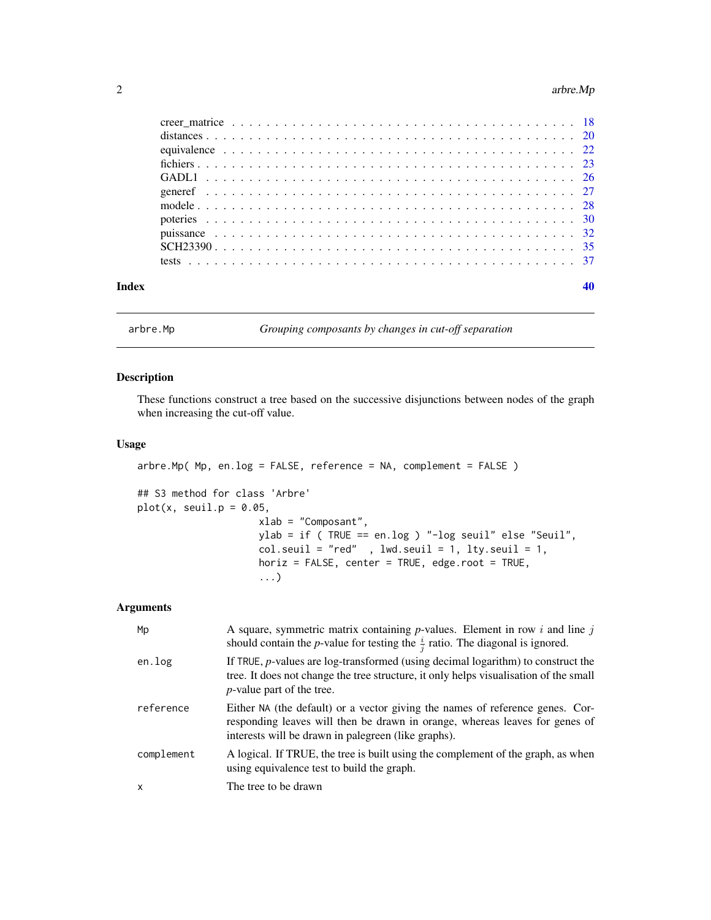| | |
|---|---|
| creer_matrice | 18 |
| distances | 20 |
| equivalence | 22 |
| fichiers | 23 |
| GADL1 | 26 |
| generef | 27 |
| modele | 28 |
| poteries | 30 |
| puissance | 32 |
| SCH23390 | 35 |
| tests | 37 |

**Index** **40**

---

`arbre.Mp` *Grouping composants by changes in cut-off separation*

---

## Description

These functions construct a tree based on the successive disjunctions between nodes of the graph when increasing the cut-off value.

## Usage

```
arbre.Mp( Mp, en.log = FALSE, reference = NA, complement = FALSE )

## S3 method for class 'Arbre'
plot(x, seuil.p = 0.05,
                     xlab = "Composant",
                     ylab = if ( TRUE == en.log ) "-log seuil" else "Seuil",
                     col.seuil = "red"  , lwd.seuil = 1, lty.seuil = 1,
                     horiz = FALSE, center = TRUE, edge.root = TRUE,
                     ...)
```

## Arguments

| | |
|---|---|
| `Mp` | A square, symmetric matrix containing *p*-values. Element in row $i$ and line $j$ should contain the *p*-value for testing the $\frac{i}{j}$ ratio. The diagonal is ignored. |
| `en.log` | If `TRUE`, *p*-values are log-transformed (using decimal logarithm) to construct the tree. It does not change the tree structure, it only helps visualisation of the small *p*-value part of the tree. |
| `reference` | Either `NA` (the default) or a vector giving the names of reference genes. Corresponding leaves will then be drawn in orange, whereas leaves for genes of interests will be drawn in palegreen (like graphs). |
| `complement` | A logical. If TRUE, the tree is built using the complement of the graph, as when using equivalence test to build the graph. |
| `x` | The tree to be drawn |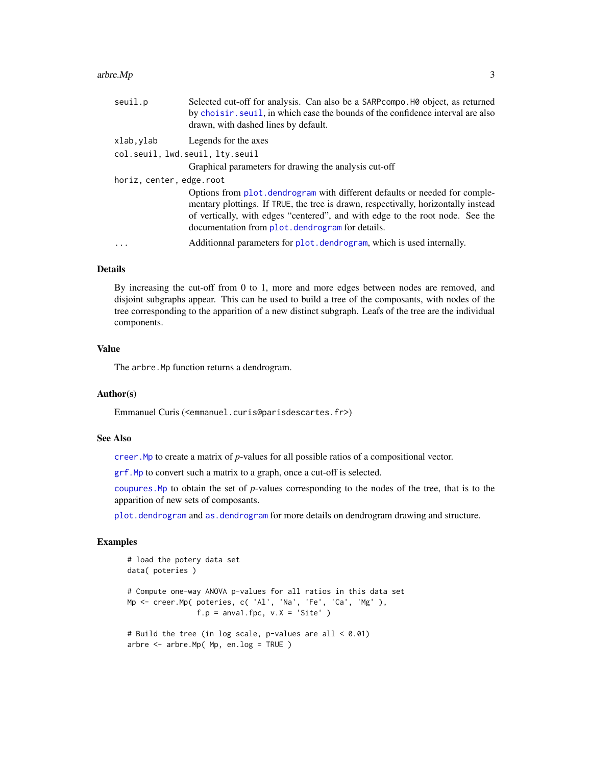| | |
|---|---|
| `seuil.p` | Selected cut-off for analysis. Can also be a `SARPcompo.H0` object, as returned by `choisir.seuil`, in which case the bounds of the confidence interval are also drawn, with dashed lines by default. |
| `xlab,ylab` | Legends for the axes |
| `col.seuil, lwd.seuil, lty.seuil` | Graphical parameters for drawing the analysis cut-off |
| `horiz, center, edge.root` | Options from `plot.dendrogram` with different defaults or needed for complementary plottings. If `TRUE`, the tree is drawn, respectively, horizontally instead of vertically, with edges "centered", and with edge to the root node. See the documentation from `plot.dendrogram` for details. |
| `...` | Additionnal parameters for `plot.dendrogram`, which is used internally. |

## Details

By increasing the cut-off from 0 to 1, more and more edges between nodes are removed, and disjoint subgraphs appear. This can be used to build a tree of the composants, with nodes of the tree corresponding to the apparition of a new distinct subgraph. Leafs of the tree are the individual components.

## Value

The `arbre.Mp` function returns a dendrogram.

## Author(s)

Emmanuel Curis (<emmanuel.curis@parisdescartes.fr>)

## See Also

`creer.Mp` to create a matrix of *p*-values for all possible ratios of a compositional vector.

`grf.Mp` to convert such a matrix to a graph, once a cut-off is selected.

`coupures.Mp` to obtain the set of *p*-values corresponding to the nodes of the tree, that is to the apparition of new sets of composants.

`plot.dendrogram` and `as.dendrogram` for more details on dendrogram drawing and structure.

## Examples

```
# load the potery data set
data( poteries )

# Compute one-way ANOVA p-values for all ratios in this data set
Mp <- creer.Mp( poteries, c( 'Al', 'Na', 'Fe', 'Ca', 'Mg' ),
                f.p = anva1.fpc, v.X = 'Site' )

# Build the tree (in log scale, p-values are all < 0.01)
arbre <- arbre.Mp( Mp, en.log = TRUE )
```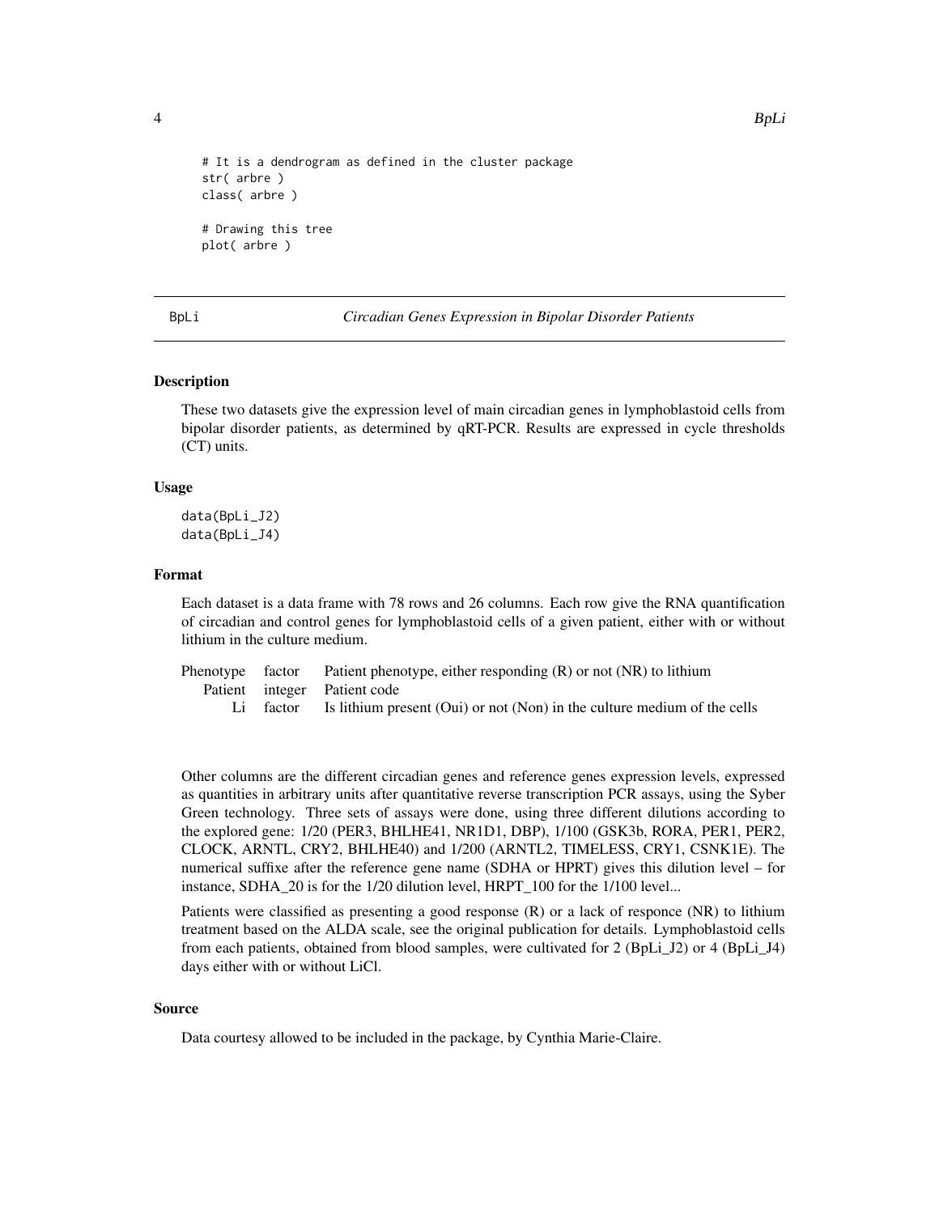```
# It is a dendrogram as defined in the cluster package
str( arbre )
class( arbre )

# Drawing this tree
plot( arbre )
```

---

## BpLi — *Circadian Genes Expression in Bipolar Disorder Patients*

### Description

These two datasets give the expression level of main circadian genes in lymphoblastoid cells from bipolar disorder patients, as determined by qRT-PCR. Results are expressed in cycle thresholds (CT) units.

### Usage

```
data(BpLi_J2)
data(BpLi_J4)
```

### Format

Each dataset is a data frame with 78 rows and 26 columns. Each row give the RNA quantification of circadian and control genes for lymphoblastoid cells of a given patient, either with or without lithium in the culture medium.

| | | |
|---|---|---|
| Phenotype | factor | Patient phenotype, either responding (R) or not (NR) to lithium |
| Patient | integer | Patient code |
| Li | factor | Is lithium present (Oui) or not (Non) in the culture medium of the cells |

Other columns are the different circadian genes and reference genes expression levels, expressed as quantities in arbitrary units after quantitative reverse transcription PCR assays, using the Syber Green technology. Three sets of assays were done, using three different dilutions according to the explored gene: 1/20 (PER3, BHLHE41, NR1D1, DBP), 1/100 (GSK3b, RORA, PER1, PER2, CLOCK, ARNTL, CRY2, BHLHE40) and 1/200 (ARNTL2, TIMELESS, CRY1, CSNK1E). The numerical suffixe after the reference gene name (SDHA or HPRT) gives this dilution level – for instance, SDHA_20 is for the 1/20 dilution level, HRPT_100 for the 1/100 level...

Patients were classified as presenting a good response (R) or a lack of responce (NR) to lithium treatment based on the ALDA scale, see the original publication for details. Lymphoblastoid cells from each patients, obtained from blood samples, were cultivated for 2 (BpLi_J2) or 4 (BpLi_J4) days either with or without LiCl.

### Source

Data courtesy allowed to be included in the package, by Cynthia Marie-Claire.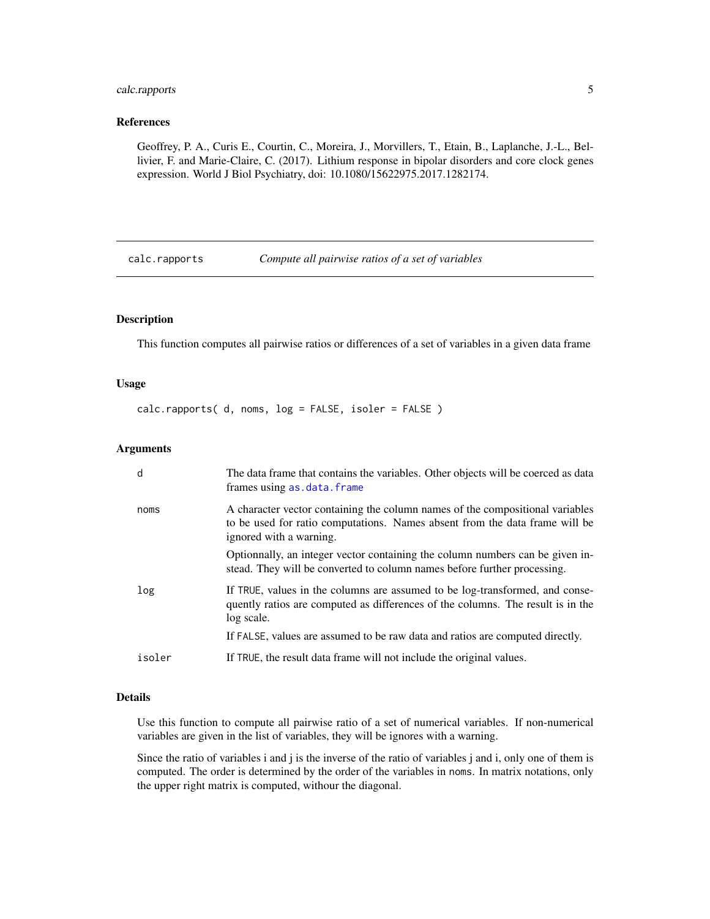### References

Geoffrey, P. A., Curis E., Courtin, C., Moreira, J., Morvillers, T., Etain, B., Laplanche, J.-L., Bellivier, F. and Marie-Claire, C. (2017). Lithium response in bipolar disorders and core clock genes expression. World J Biol Psychiatry, doi: 10.1080/15622975.2017.1282174.

---

## calc.rapports — *Compute all pairwise ratios of a set of variables*

### Description

This function computes all pairwise ratios or differences of a set of variables in a given data frame

### Usage

```
calc.rapports( d, noms, log = FALSE, isoler = FALSE )
```

### Arguments

| | |
|---|---|
| d | The data frame that contains the variables. Other objects will be coerced as data frames using as.data.frame |
| noms | A character vector containing the column names of the compositional variables to be used for ratio computations. Names absent from the data frame will be ignored with a warning. Optionnally, an integer vector containing the column numbers can be given instead. They will be converted to column names before further processing. |
| log | If TRUE, values in the columns are assumed to be log-transformed, and consequently ratios are computed as differences of the columns. The result is in the log scale. If FALSE, values are assumed to be raw data and ratios are computed directly. |
| isoler | If TRUE, the result data frame will not include the original values. |

### Details

Use this function to compute all pairwise ratio of a set of numerical variables. If non-numerical variables are given in the list of variables, they will be ignores with a warning.

Since the ratio of variables i and j is the inverse of the ratio of variables j and i, only one of them is computed. The order is determined by the order of the variables in noms. In matrix notations, only the upper right matrix is computed, withour the diagonal.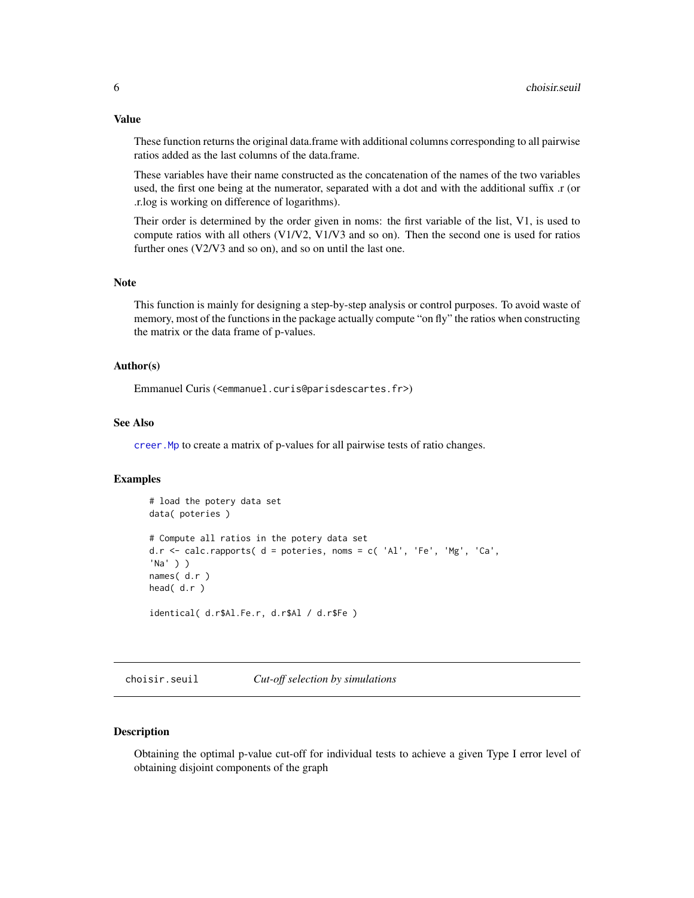### Value

These function returns the original data.frame with additional columns corresponding to all pairwise ratios added as the last columns of the data.frame.

These variables have their name constructed as the concatenation of the names of the two variables used, the first one being at the numerator, separated with a dot and with the additional suffix .r (or .r.log is working on difference of logarithms).

Their order is determined by the order given in noms: the first variable of the list, V1, is used to compute ratios with all others (V1/V2, V1/V3 and so on). Then the second one is used for ratios further ones (V2/V3 and so on), and so on until the last one.

### Note

This function is mainly for designing a step-by-step analysis or control purposes. To avoid waste of memory, most of the functions in the package actually compute "on fly" the ratios when constructing the matrix or the data frame of p-values.

### Author(s)

Emmanuel Curis (<emmanuel.curis@parisdescartes.fr>)

### See Also

`creer.Mp` to create a matrix of p-values for all pairwise tests of ratio changes.

### Examples

```
# load the potery data set
data( poteries )

# Compute all ratios in the potery data set
d.r <- calc.rapports( d = poteries, noms = c( 'Al', 'Fe', 'Mg', 'Ca',
'Na' ) )
names( d.r )
head( d.r )

identical( d.r$Al.Fe.r, d.r$Al / d.r$Fe )
```

---

## choisir.seuil *Cut-off selection by simulations*

### Description

Obtaining the optimal p-value cut-off for individual tests to achieve a given Type I error level of obtaining disjoint components of the graph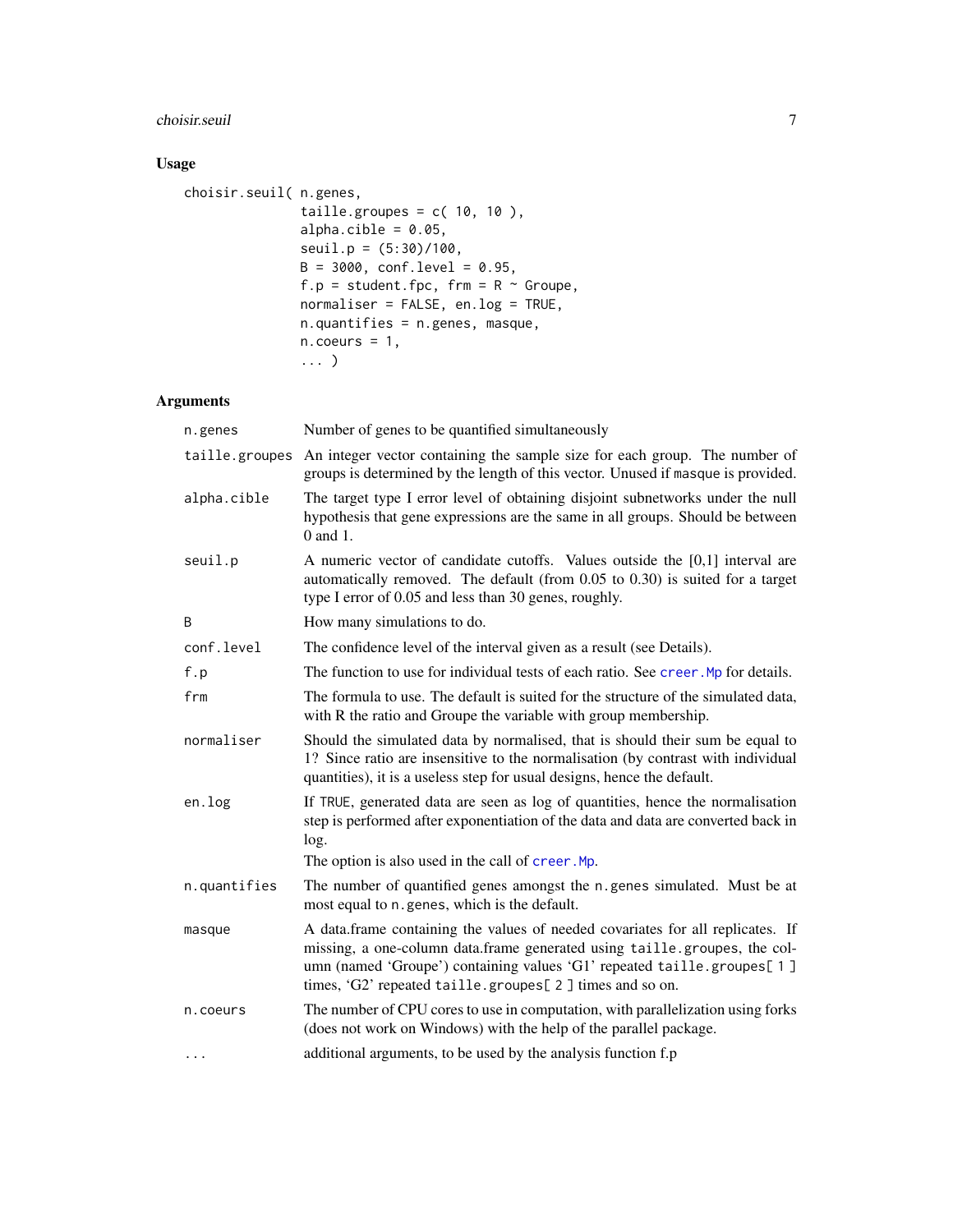## Usage

```
choisir.seuil( n.genes,
               taille.groupes = c( 10, 10 ),
               alpha.cible = 0.05,
               seuil.p = (5:30)/100,
               B = 3000, conf.level = 0.95,
               f.p = student.fpc, frm = R ~ Groupe,
               normaliser = FALSE, en.log = TRUE,
               n.quantifies = n.genes, masque,
               n.coeurs = 1,
               ... )
```

## Arguments

| Argument | Description |
|---|---|
| `n.genes` | Number of genes to be quantified simultaneously |
| `taille.groupes` | An integer vector containing the sample size for each group. The number of groups is determined by the length of this vector. Unused if `masque` is provided. |
| `alpha.cible` | The target type I error level of obtaining disjoint subnetworks under the null hypothesis that gene expressions are the same in all groups. Should be between 0 and 1. |
| `seuil.p` | A numeric vector of candidate cutoffs. Values outside the [0,1] interval are automatically removed. The default (from 0.05 to 0.30) is suited for a target type I error of 0.05 and less than 30 genes, roughly. |
| `B` | How many simulations to do. |
| `conf.level` | The confidence level of the interval given as a result (see Details). |
| `f.p` | The function to use for individual tests of each ratio. See `creer.Mp` for details. |
| `frm` | The formula to use. The default is suited for the structure of the simulated data, with R the ratio and Groupe the variable with group membership. |
| `normaliser` | Should the simulated data by normalised, that is should their sum be equal to 1? Since ratio are insensitive to the normalisation (by contrast with individual quantities), it is a useless step for usual designs, hence the default. |
| `en.log` | If `TRUE`, generated data are seen as log of quantities, hence the normalisation step is performed after exponentiation of the data and data are converted back in log.<br>The option is also used in the call of `creer.Mp`. |
| `n.quantifies` | The number of quantified genes amongst the `n.genes` simulated. Must be at most equal to `n.genes`, which is the default. |
| `masque` | A data.frame containing the values of needed covariates for all replicates. If missing, a one-column data.frame generated using `taille.groupes`, the column (named 'Groupe') containing values 'G1' repeated `taille.groupes[ 1 ]` times, 'G2' repeated `taille.groupes[ 2 ]` times and so on. |
| `n.coeurs` | The number of CPU cores to use in computation, with parallelization using forks (does not work on Windows) with the help of the parallel package. |
| `...` | additional arguments, to be used by the analysis function f.p |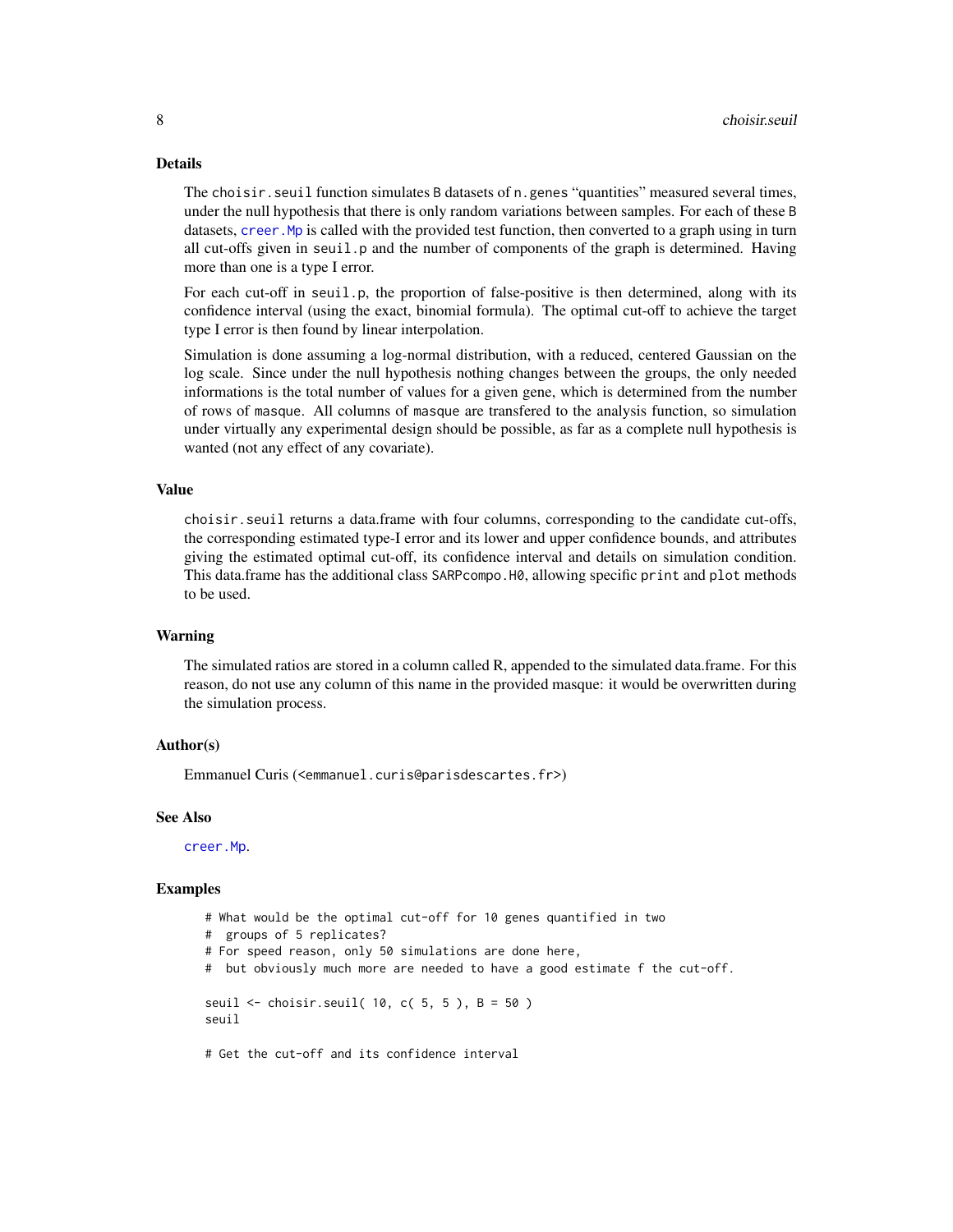## Details

The `choisir.seuil` function simulates `B` datasets of `n.genes` “quantities” measured several times, under the null hypothesis that there is only random variations between samples. For each of these `B` datasets, `creer.Mp` is called with the provided test function, then converted to a graph using in turn all cut-offs given in `seuil.p` and the number of components of the graph is determined. Having more than one is a type I error.

For each cut-off in `seuil.p`, the proportion of false-positive is then determined, along with its confidence interval (using the exact, binomial formula). The optimal cut-off to achieve the target type I error is then found by linear interpolation.

Simulation is done assuming a log-normal distribution, with a reduced, centered Gaussian on the log scale. Since under the null hypothesis nothing changes between the groups, the only needed informations is the total number of values for a given gene, which is determined from the number of rows of `masque`. All columns of `masque` are transfered to the analysis function, so simulation under virtually any experimental design should be possible, as far as a complete null hypothesis is wanted (not any effect of any covariate).

## Value

`choisir.seuil` returns a data.frame with four columns, corresponding to the candidate cut-offs, the corresponding estimated type-I error and its lower and upper confidence bounds, and attributes giving the estimated optimal cut-off, its confidence interval and details on simulation condition. This data.frame has the additional class `SARPcompo.H0`, allowing specific `print` and `plot` methods to be used.

## Warning

The simulated ratios are stored in a column called R, appended to the simulated data.frame. For this reason, do not use any column of this name in the provided masque: it would be overwritten during the simulation process.

## Author(s)

Emmanuel Curis (<emmanuel.curis@parisdescartes.fr>)

## See Also

`creer.Mp`.

## Examples

```
# What would be the optimal cut-off for 10 genes quantified in two
#  groups of 5 replicates?
# For speed reason, only 50 simulations are done here,
#  but obviously much more are needed to have a good estimate f the cut-off.

seuil <- choisir.seuil( 10, c( 5, 5 ), B = 50 )
seuil

# Get the cut-off and its confidence interval
```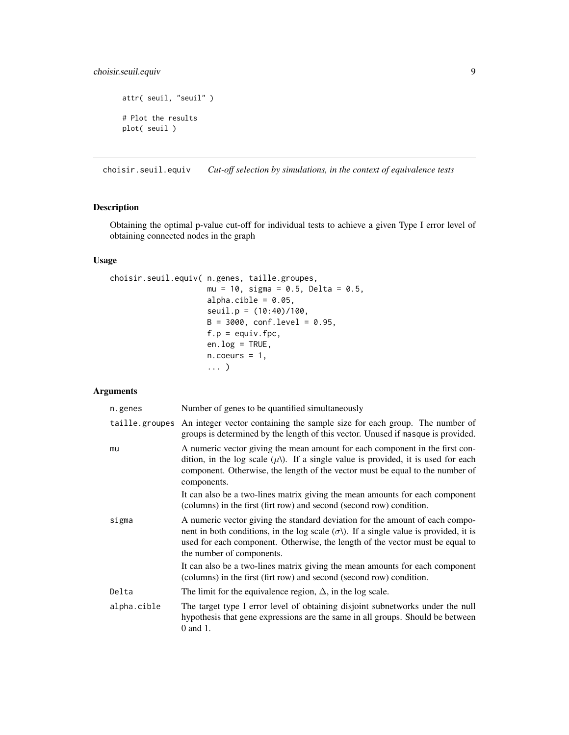```
attr( seuil, "seuil" )

# Plot the results
plot( seuil )
```

## choisir.seuil.equiv — *Cut-off selection by simulations, in the context of equivalence tests*

### Description

Obtaining the optimal p-value cut-off for individual tests to achieve a given Type I error level of obtaining connected nodes in the graph

### Usage

```
choisir.seuil.equiv( n.genes, taille.groupes,
                     mu = 10, sigma = 0.5, Delta = 0.5,
                     alpha.cible = 0.05,
                     seuil.p = (10:40)/100,
                     B = 3000, conf.level = 0.95,
                     f.p = equiv.fpc,
                     en.log = TRUE,
                     n.coeurs = 1,
                     ... )
```

### Arguments

| Argument | Description |
|---|---|
| `n.genes` | Number of genes to be quantified simultaneously |
| `taille.groupes` | An integer vector containing the sample size for each group. The number of groups is determined by the length of this vector. Unused if `masque` is provided. |
| `mu` | A numeric vector giving the mean amount for each component in the first condition, in the log scale ($\mu$\). If a single value is provided, it is used for each component. Otherwise, the length of the vector must be equal to the number of components.<br><br>It can also be a two-lines matrix giving the mean amounts for each component (columns) in the first (firt row) and second (second row) condition. |
| `sigma` | A numeric vector giving the standard deviation for the amount of each component in both conditions, in the log scale ($\sigma$\). If a single value is provided, it is used for each component. Otherwise, the length of the vector must be equal to the number of components.<br><br>It can also be a two-lines matrix giving the mean amounts for each component (columns) in the first (firt row) and second (second row) condition. |
| `Delta` | The limit for the equivalence region, $\Delta$, in the log scale. |
| `alpha.cible` | The target type I error level of obtaining disjoint subnetworks under the null hypothesis that gene expressions are the same in all groups. Should be between 0 and 1. |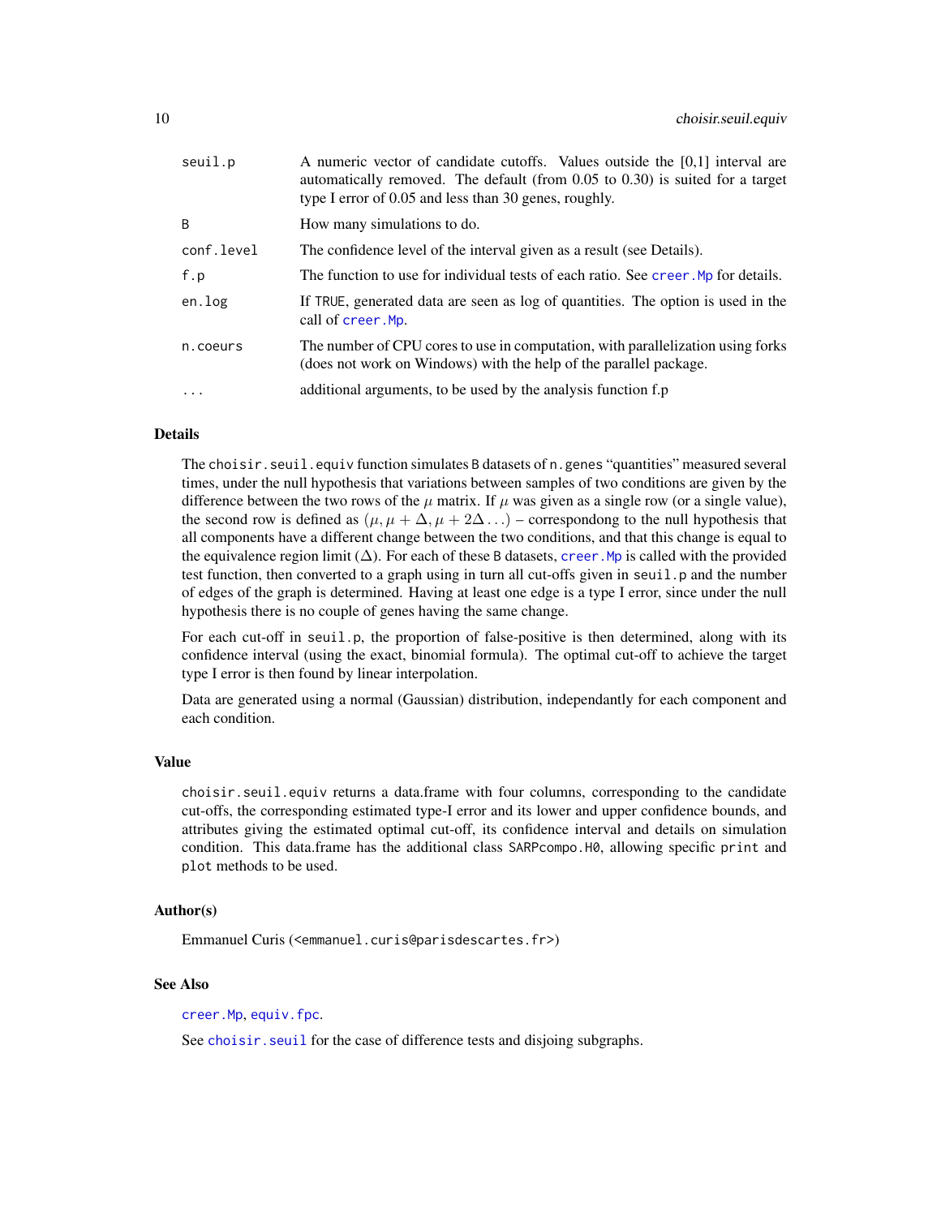| | |
|---|---|
| seuil.p | A numeric vector of candidate cutoffs. Values outside the [0,1] interval are automatically removed. The default (from 0.05 to 0.30) is suited for a target type I error of 0.05 and less than 30 genes, roughly. |
| B | How many simulations to do. |
| conf.level | The confidence level of the interval given as a result (see Details). |
| f.p | The function to use for individual tests of each ratio. See creer.Mp for details. |
| en.log | If TRUE, generated data are seen as log of quantities. The option is used in the call of creer.Mp. |
| n.coeurs | The number of CPU cores to use in computation, with parallelization using forks (does not work on Windows) with the help of the parallel package. |
| ... | additional arguments, to be used by the analysis function f.p |

## Details

The `choisir.seuil.equiv` function simulates `B` datasets of `n.genes` "quantities" measured several times, under the null hypothesis that variations between samples of two conditions are given by the difference between the two rows of the $\mu$ matrix. If $\mu$ was given as a single row (or a single value), the second row is defined as $(\mu, \mu + \Delta, \mu + 2\Delta \ldots)$ – correspondong to the null hypothesis that all components have a different change between the two conditions, and that this change is equal to the equivalence region limit ($\Delta$). For each of these `B` datasets, `creer.Mp` is called with the provided test function, then converted to a graph using in turn all cut-offs given in `seuil.p` and the number of edges of the graph is determined. Having at least one edge is a type I error, since under the null hypothesis there is no couple of genes having the same change.

For each cut-off in `seuil.p`, the proportion of false-positive is then determined, along with its confidence interval (using the exact, binomial formula). The optimal cut-off to achieve the target type I error is then found by linear interpolation.

Data are generated using a normal (Gaussian) distribution, independantly for each component and each condition.

## Value

`choisir.seuil.equiv` returns a data.frame with four columns, corresponding to the candidate cut-offs, the corresponding estimated type-I error and its lower and upper confidence bounds, and attributes giving the estimated optimal cut-off, its confidence interval and details on simulation condition. This data.frame has the additional class `SARPcompo.H0`, allowing specific `print` and `plot` methods to be used.

## Author(s)

Emmanuel Curis (<emmanuel.curis@parisdescartes.fr>)

## See Also

`creer.Mp`, `equiv.fpc`.

See `choisir.seuil` for the case of difference tests and disjoing subgraphs.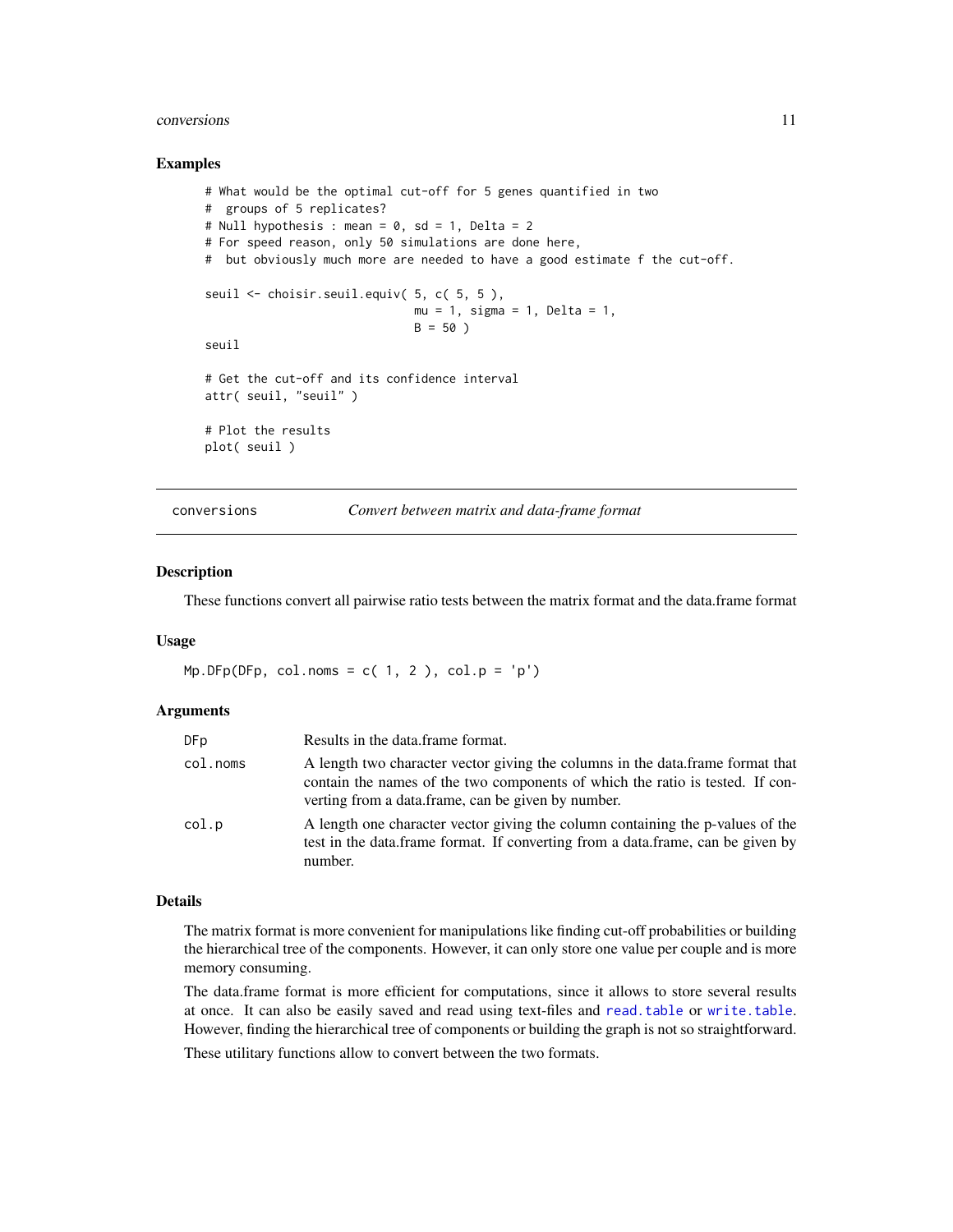## Examples

```
# What would be the optimal cut-off for 5 genes quantified in two
#  groups of 5 replicates?
# Null hypothesis : mean = 0, sd = 1, Delta = 2
# For speed reason, only 50 simulations are done here,
#  but obviously much more are needed to have a good estimate f the cut-off.

seuil <- choisir.seuil.equiv( 5, c( 5, 5 ),
                              mu = 1, sigma = 1, Delta = 1,
                              B = 50 )
seuil

# Get the cut-off and its confidence interval
attr( seuil, "seuil" )

# Plot the results
plot( seuil )
```

---

# conversions — *Convert between matrix and data-frame format*

## Description

These functions convert all pairwise ratio tests between the matrix format and the data.frame format

## Usage

```
Mp.DFp(DFp, col.noms = c( 1, 2 ), col.p = 'p')
```

## Arguments

| | |
|---|---|
| `DFp` | Results in the data.frame format. |
| `col.noms` | A length two character vector giving the columns in the data.frame format that contain the names of the two components of which the ratio is tested. If converting from a data.frame, can be given by number. |
| `col.p` | A length one character vector giving the column containing the p-values of the test in the data.frame format. If converting from a data.frame, can be given by number. |

## Details

The matrix format is more convenient for manipulations like finding cut-off probabilities or building the hierarchical tree of the components. However, it can only store one value per couple and is more memory consuming.

The data.frame format is more efficient for computations, since it allows to store several results at once. It can also be easily saved and read using text-files and `read.table` or `write.table`. However, finding the hierarchical tree of components or building the graph is not so straightforward.

These utilitary functions allow to convert between the two formats.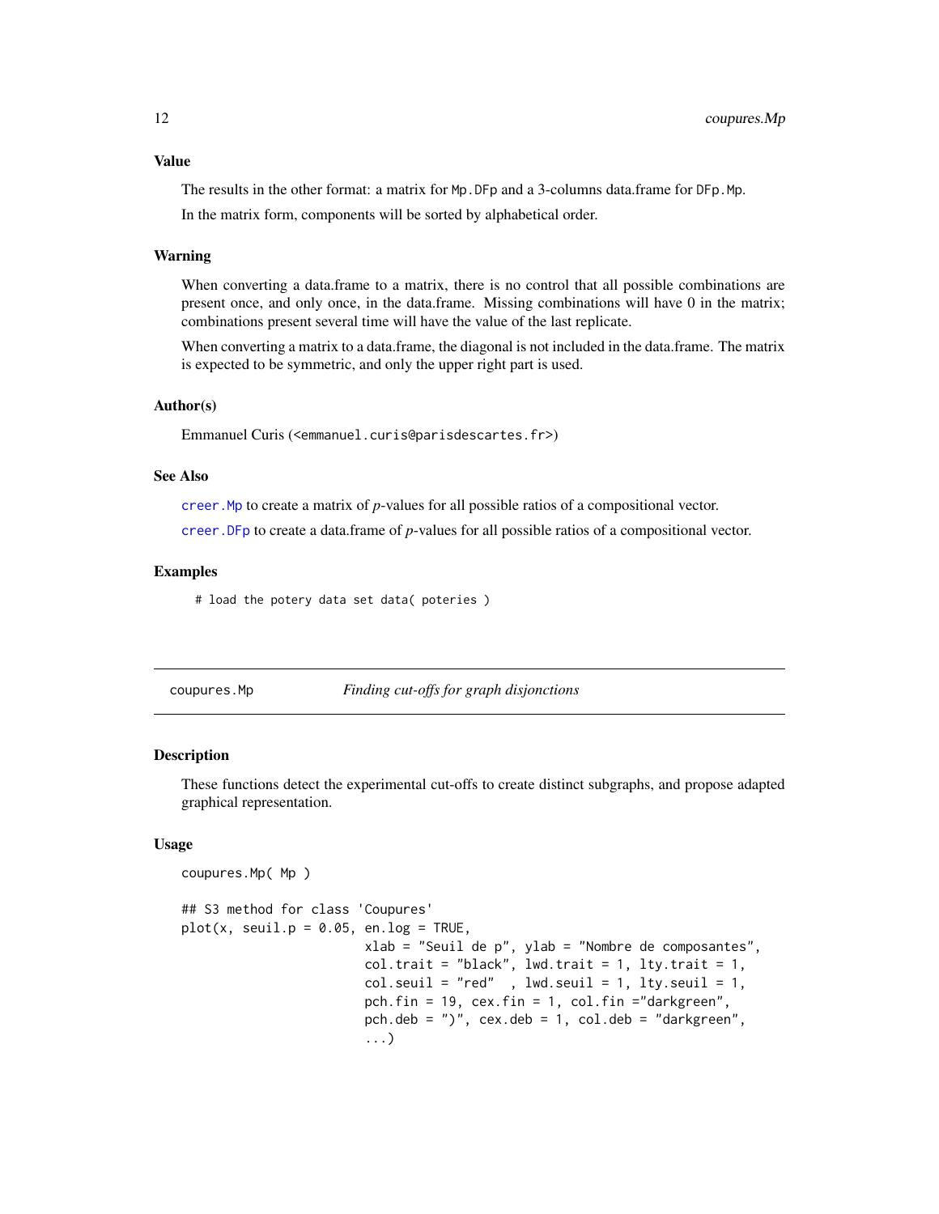## Value

The results in the other format: a matrix for `Mp.DFp` and a 3-columns data.frame for `DFp.Mp`.

In the matrix form, components will be sorted by alphabetical order.

## Warning

When converting a data.frame to a matrix, there is no control that all possible combinations are present once, and only once, in the data.frame. Missing combinations will have 0 in the matrix; combinations present several time will have the value of the last replicate.

When converting a matrix to a data.frame, the diagonal is not included in the data.frame. The matrix is expected to be symmetric, and only the upper right part is used.

## Author(s)

Emmanuel Curis (<emmanuel.curis@parisdescartes.fr>)

## See Also

`creer.Mp` to create a matrix of *p*-values for all possible ratios of a compositional vector.

`creer.DFp` to create a data.frame of *p*-values for all possible ratios of a compositional vector.

## Examples

```
# load the potery data set data( poteries )
```

---

# coupures.Mp — *Finding cut-offs for graph disjonctions*

## Description

These functions detect the experimental cut-offs to create distinct subgraphs, and propose adapted graphical representation.

## Usage

```
coupures.Mp( Mp )

## S3 method for class 'Coupures'
plot(x, seuil.p = 0.05, en.log = TRUE,
                         xlab = "Seuil de p", ylab = "Nombre de composantes",
                         col.trait = "black", lwd.trait = 1, lty.trait = 1,
                         col.seuil = "red"  , lwd.seuil = 1, lty.seuil = 1,
                         pch.fin = 19, cex.fin = 1, col.fin ="darkgreen",
                         pch.deb = ")", cex.deb = 1, col.deb = "darkgreen",
                         ...)
```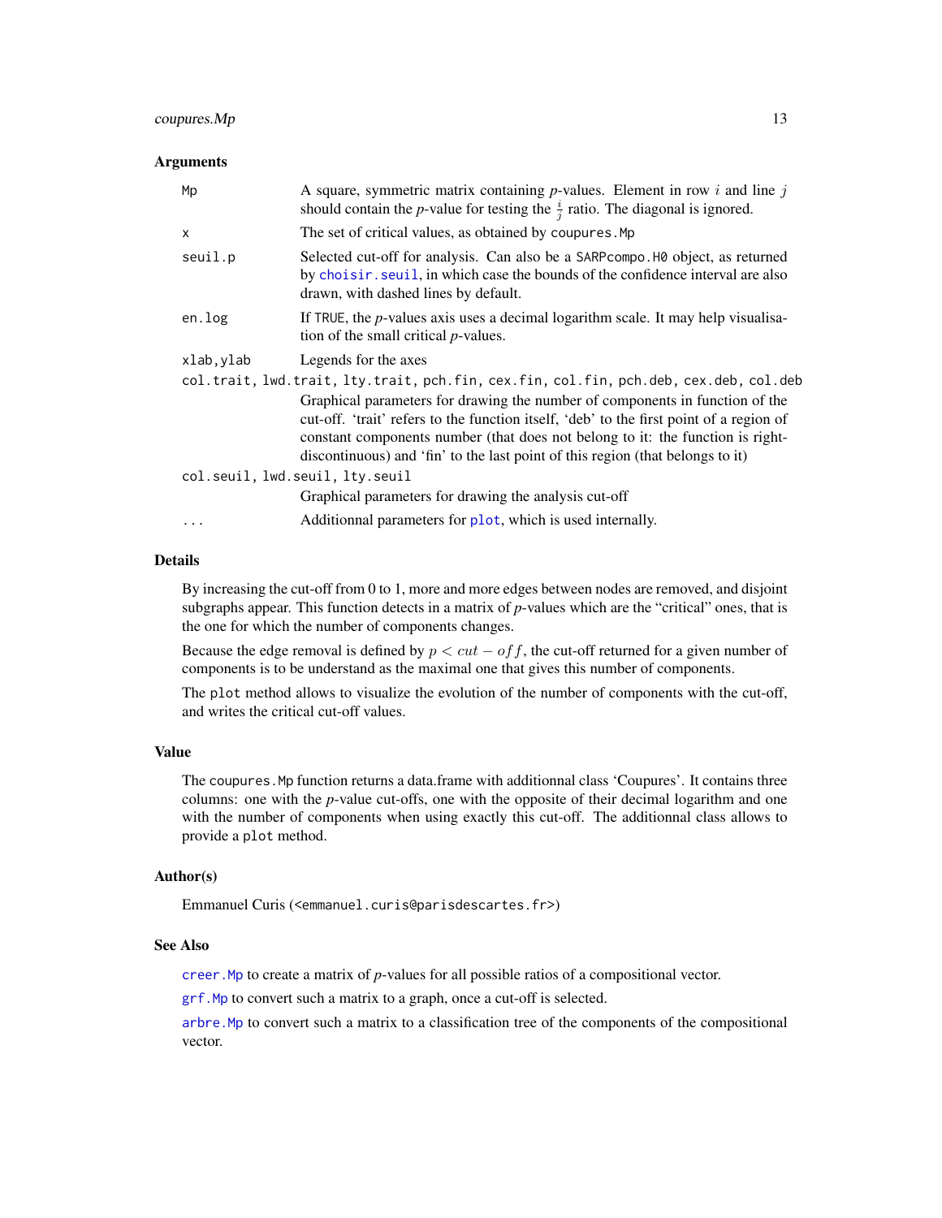### Arguments

| | |
|---|---|
| `Mp` | A square, symmetric matrix containing *p*-values. Element in row $i$ and line $j$ should contain the *p*-value for testing the $\frac{i}{j}$ ratio. The diagonal is ignored. |
| `x` | The set of critical values, as obtained by `coupures.Mp` |
| `seuil.p` | Selected cut-off for analysis. Can also be a `SARPcompo.H0` object, as returned by `choisir.seuil`, in which case the bounds of the confidence interval are also drawn, with dashed lines by default. |
| `en.log` | If `TRUE`, the *p*-values axis uses a decimal logarithm scale. It may help visualisation of the small critical *p*-values. |
| `xlab,ylab` | Legends for the axes |
| `col.trait, lwd.trait, lty.trait, pch.fin, cex.fin, col.fin, pch.deb, cex.deb, col.deb` | Graphical parameters for drawing the number of components in function of the cut-off. 'trait' refers to the function itself, 'deb' to the first point of a region of constant components number (that does not belong to it: the function is right-discontinuous) and 'fin' to the last point of this region (that belongs to it) |
| `col.seuil, lwd.seuil, lty.seuil` | Graphical parameters for drawing the analysis cut-off |
| `...` | Additionnal parameters for `plot`, which is used internally. |

### Details

By increasing the cut-off from 0 to 1, more and more edges between nodes are removed, and disjoint subgraphs appear. This function detects in a matrix of *p*-values which are the "critical" ones, that is the one for which the number of components changes.

Because the edge removal is defined by $p < cut - off$, the cut-off returned for a given number of components is to be understand as the maximal one that gives this number of components.

The `plot` method allows to visualize the evolution of the number of components with the cut-off, and writes the critical cut-off values.

### Value

The `coupures.Mp` function returns a data.frame with additionnal class 'Coupures'. It contains three columns: one with the *p*-value cut-offs, one with the opposite of their decimal logarithm and one with the number of components when using exactly this cut-off. The additionnal class allows to provide a `plot` method.

### Author(s)

Emmanuel Curis (<emmanuel.curis@parisdescartes.fr>)

### See Also

`creer.Mp` to create a matrix of *p*-values for all possible ratios of a compositional vector.

`grf.Mp` to convert such a matrix to a graph, once a cut-off is selected.

`arbre.Mp` to convert such a matrix to a classification tree of the components of the compositional vector.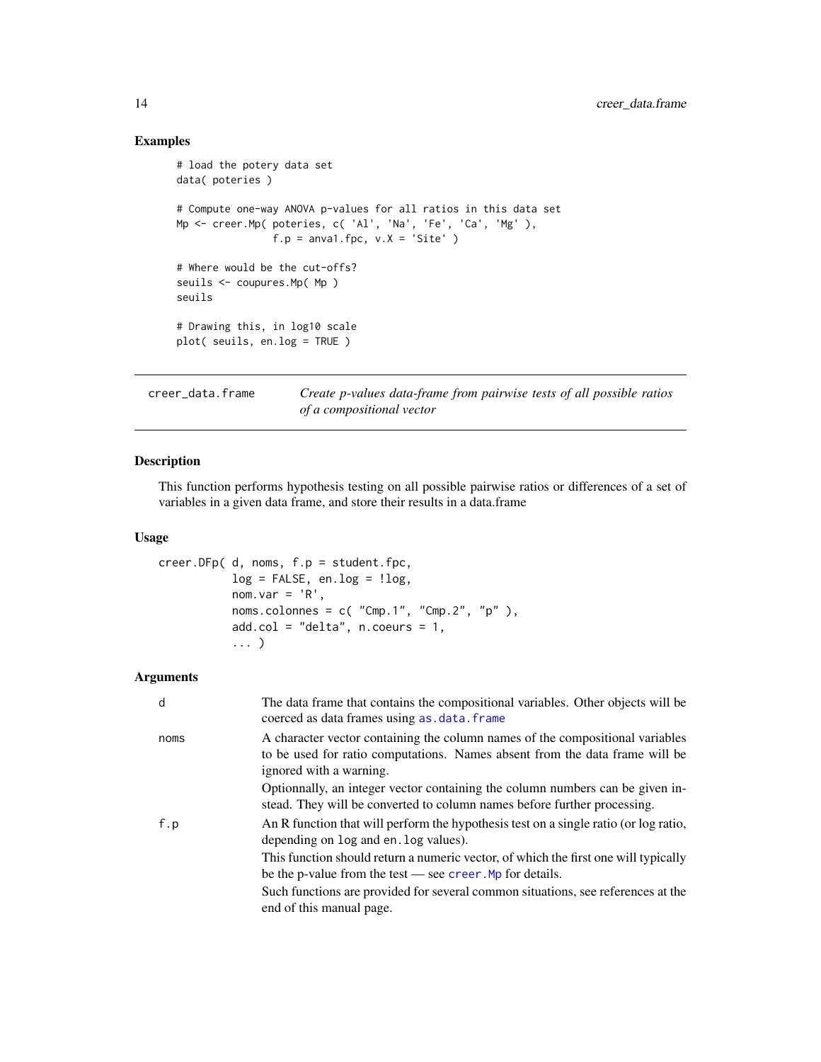## Examples

```
# load the potery data set
data( poteries )

# Compute one-way ANOVA p-values for all ratios in this data set
Mp <- creer.Mp( poteries, c( 'Al', 'Na', 'Fe', 'Ca', 'Mg' ),
                f.p = anova1.fpc, v.X = 'Site' )

# Where would be the cut-offs?
seuils <- coupures.Mp( Mp )
seuils

# Drawing this, in log10 scale
plot( seuils, en.log = TRUE )
```

---

# creer_data.frame — *Create p-values data-frame from pairwise tests of all possible ratios of a compositional vector*

---

## Description

This function performs hypothesis testing on all possible pairwise ratios or differences of a set of variables in a given data frame, and store their results in a data.frame

## Usage

```
creer.DFp( d, noms, f.p = student.fpc,
           log = FALSE, en.log = !log,
           nom.var = 'R',
           noms.colonnes = c( "Cmp.1", "Cmp.2", "p" ),
           add.col = "delta", n.coeurs = 1,
           ... )
```

## Arguments

| | |
|---|---|
| `d` | The data frame that contains the compositional variables. Other objects will be coerced as data frames using `as.data.frame` |
| `noms` | A character vector containing the column names of the compositional variables to be used for ratio computations. Names absent from the data frame will be ignored with a warning.<br>Optionnally, an integer vector containing the column numbers can be given instead. They will be converted to column names before further processing. |
| `f.p` | An R function that will perform the hypothesis test on a single ratio (or log ratio, depending on `log` and `en.log` values).<br>This function should return a numeric vector, of which the first one will typically be the p-value from the test — see `creer.Mp` for details.<br>Such functions are provided for several common situations, see references at the end of this manual page. |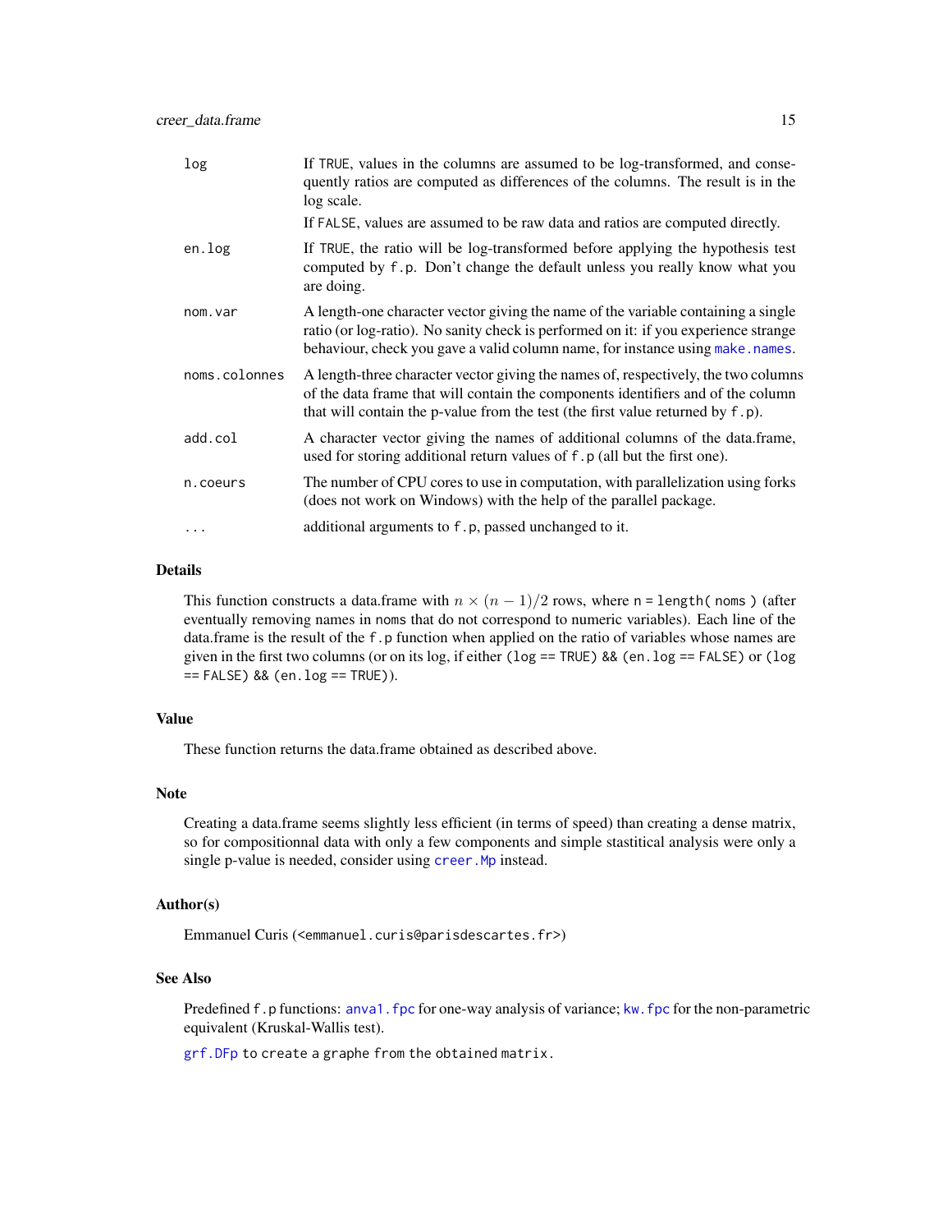| | |
|---|---|
| log | If TRUE, values in the columns are assumed to be log-transformed, and consequently ratios are computed as differences of the columns. The result is in the log scale.<br>If FALSE, values are assumed to be raw data and ratios are computed directly. |
| en.log | If TRUE, the ratio will be log-transformed before applying the hypothesis test computed by f.p. Don't change the default unless you really know what you are doing. |
| nom.var | A length-one character vector giving the name of the variable containing a single ratio (or log-ratio). No sanity check is performed on it: if you experience strange behaviour, check you gave a valid column name, for instance using make.names. |
| noms.colonnes | A length-three character vector giving the names of, respectively, the two columns of the data frame that will contain the components identifiers and of the column that will contain the p-value from the test (the first value returned by f.p). |
| add.col | A character vector giving the names of additional columns of the data.frame, used for storing additional return values of f.p (all but the first one). |
| n.coeurs | The number of CPU cores to use in computation, with parallelization using forks (does not work on Windows) with the help of the parallel package. |
| ... | additional arguments to f.p, passed unchanged to it. |

## Details

This function constructs a data.frame with $n \times (n-1)/2$ rows, where n = length( noms ) (after eventually removing names in noms that do not correspond to numeric variables). Each line of the data.frame is the result of the f.p function when applied on the ratio of variables whose names are given in the first two columns (or on its log, if either (log == TRUE) && (en.log == FALSE) or (log == FALSE) && (en.log == TRUE)).

## Value

These function returns the data.frame obtained as described above.

## Note

Creating a data.frame seems slightly less efficient (in terms of speed) than creating a dense matrix, so for compositionnal data with only a few components and simple stastitical analysis were only a single p-value is needed, consider using creer.Mp instead.

## Author(s)

Emmanuel Curis (<emmanuel.curis@parisdescartes.fr>)

## See Also

Predefined f.p functions: anva1.fpc for one-way analysis of variance; kw.fpc for the non-parametric equivalent (Kruskal-Wallis test).

grf.DFp to create a graphe from the obtained matrix.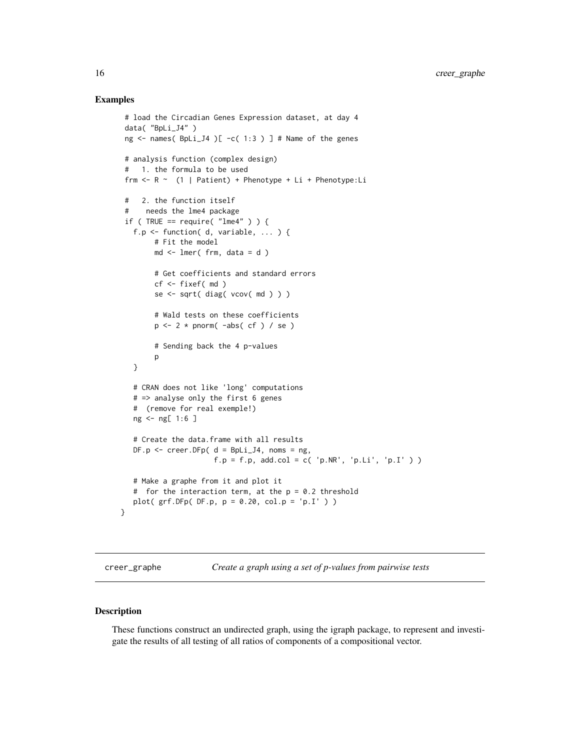## Examples

```
# load the Circadian Genes Expression dataset, at day 4
data( "BpLi_J4" )
ng <- names( BpLi_J4 )[ -c( 1:3 ) ] # Name of the genes

# analysis function (complex design)
#   1. the formula to be used
frm <- R ~  (1 | Patient) + Phenotype + Li + Phenotype:Li

#   2. the function itself
#    needs the lme4 package
if ( TRUE == require( "lme4" ) ) {
  f.p <- function( d, variable, ... ) {
      # Fit the model
      md <- lmer( frm, data = d )

      # Get coefficients and standard errors
      cf <- fixef( md )
      se <- sqrt( diag( vcov( md ) ) )

      # Wald tests on these coefficients
      p <- 2 * pnorm( -abs( cf ) / se )

      # Sending back the 4 p-values
      p
  }

  # CRAN does not like 'long' computations
  # => analyse only the first 6 genes
  #  (remove for real exemple!)
  ng <- ng[ 1:6 ]

  # Create the data.frame with all results
  DF.p <- creer.DFp( d = BpLi_J4, noms = ng,
                     f.p = f.p, add.col = c( 'p.NR', 'p.Li', 'p.I' ) )

  # Make a graphe from it and plot it
  #  for the interaction term, at the p = 0.2 threshold
  plot( grf.DFp( DF.p, p = 0.20, col.p = 'p.I' ) )
}
```

---

`creer_graphe` *Create a graph using a set of p-values from pairwise tests*

---

## Description

These functions construct an undirected graph, using the igraph package, to represent and investigate the results of all testing of all ratios of components of a compositional vector.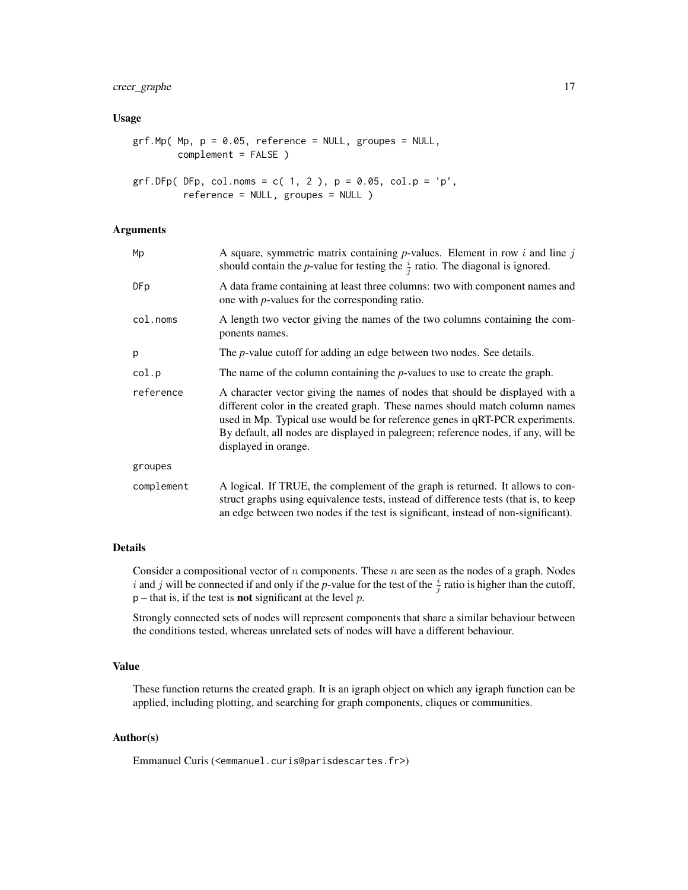## Usage

```
grf.Mp( Mp, p = 0.05, reference = NULL, groupes = NULL,
        complement = FALSE )

grf.DFp( DFp, col.noms = c( 1, 2 ), p = 0.05, col.p = 'p',
         reference = NULL, groupes = NULL )
```

## Arguments

| | |
|---|---|
| `Mp` | A square, symmetric matrix containing *p*-values. Element in row $i$ and line $j$ should contain the *p*-value for testing the $\frac{i}{j}$ ratio. The diagonal is ignored. |
| `DFp` | A data frame containing at least three columns: two with component names and one with *p*-values for the corresponding ratio. |
| `col.noms` | A length two vector giving the names of the two columns containing the components names. |
| `p` | The *p*-value cutoff for adding an edge between two nodes. See details. |
| `col.p` | The name of the column containing the *p*-values to use to create the graph. |
| `reference` | A character vector giving the names of nodes that should be displayed with a different color in the created graph. These names should match column names used in Mp. Typical use would be for reference genes in qRT-PCR experiments. By default, all nodes are displayed in palegreen; reference nodes, if any, will be displayed in orange. |
| `groupes` | |
| `complement` | A logical. If TRUE, the complement of the graph is returned. It allows to construct graphs using equivalence tests, instead of difference tests (that is, to keep an edge between two nodes if the test is significant, instead of non-significant). |

## Details

Consider a compositional vector of $n$ components. These $n$ are seen as the nodes of a graph. Nodes $i$ and $j$ will be connected if and only if the *p*-value for the test of the $\frac{i}{j}$ ratio is higher than the cutoff, `p` – that is, if the test is **not** significant at the level $p$.

Strongly connected sets of nodes will represent components that share a similar behaviour between the conditions tested, whereas unrelated sets of nodes will have a different behaviour.

## Value

These function returns the created graph. It is an igraph object on which any igraph function can be applied, including plotting, and searching for graph components, cliques or communities.

## Author(s)

Emmanuel Curis (<emmanuel.curis@parisdescartes.fr>)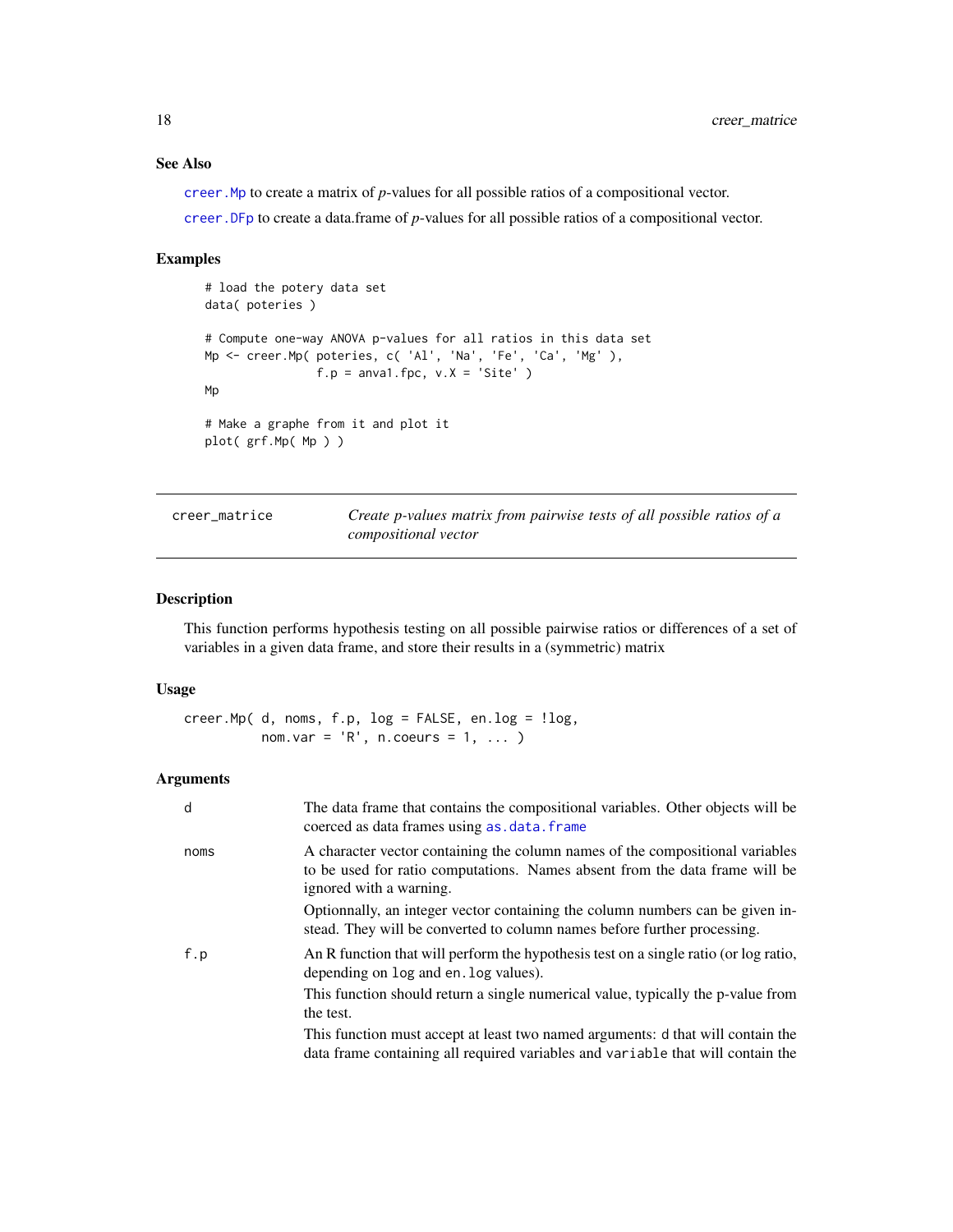### See Also

`creer.Mp` to create a matrix of *p*-values for all possible ratios of a compositional vector.

`creer.DFp` to create a data.frame of *p*-values for all possible ratios of a compositional vector.

### Examples

```
# load the potery data set
data( poteries )

# Compute one-way ANOVA p-values for all ratios in this data set
Mp <- creer.Mp( poteries, c( 'Al', 'Na', 'Fe', 'Ca', 'Mg' ),
                f.p = anova1.fpc, v.X = 'Site' )
Mp

# Make a graphe from it and plot it
plot( grf.Mp( Mp ) )
```

---

## creer_matrice — *Create p-values matrix from pairwise tests of all possible ratios of a compositional vector*

### Description

This function performs hypothesis testing on all possible pairwise ratios or differences of a set of variables in a given data frame, and store their results in a (symmetric) matrix

### Usage

```
creer.Mp( d, noms, f.p, log = FALSE, en.log = !log,
          nom.var = 'R', n.coeurs = 1, ... )
```

### Arguments

| | |
|---|---|
| `d` | The data frame that contains the compositional variables. Other objects will be coerced as data frames using `as.data.frame` |
| `noms` | A character vector containing the column names of the compositional variables to be used for ratio computations. Names absent from the data frame will be ignored with a warning. |
| | Optionnally, an integer vector containing the column numbers can be given instead. They will be converted to column names before further processing. |
| `f.p` | An R function that will perform the hypothesis test on a single ratio (or log ratio, depending on `log` and `en.log` values). |
| | This function should return a single numerical value, typically the p-value from the test. |
| | This function must accept at least two named arguments: `d` that will contain the data frame containing all required variables and `variable` that will contain the |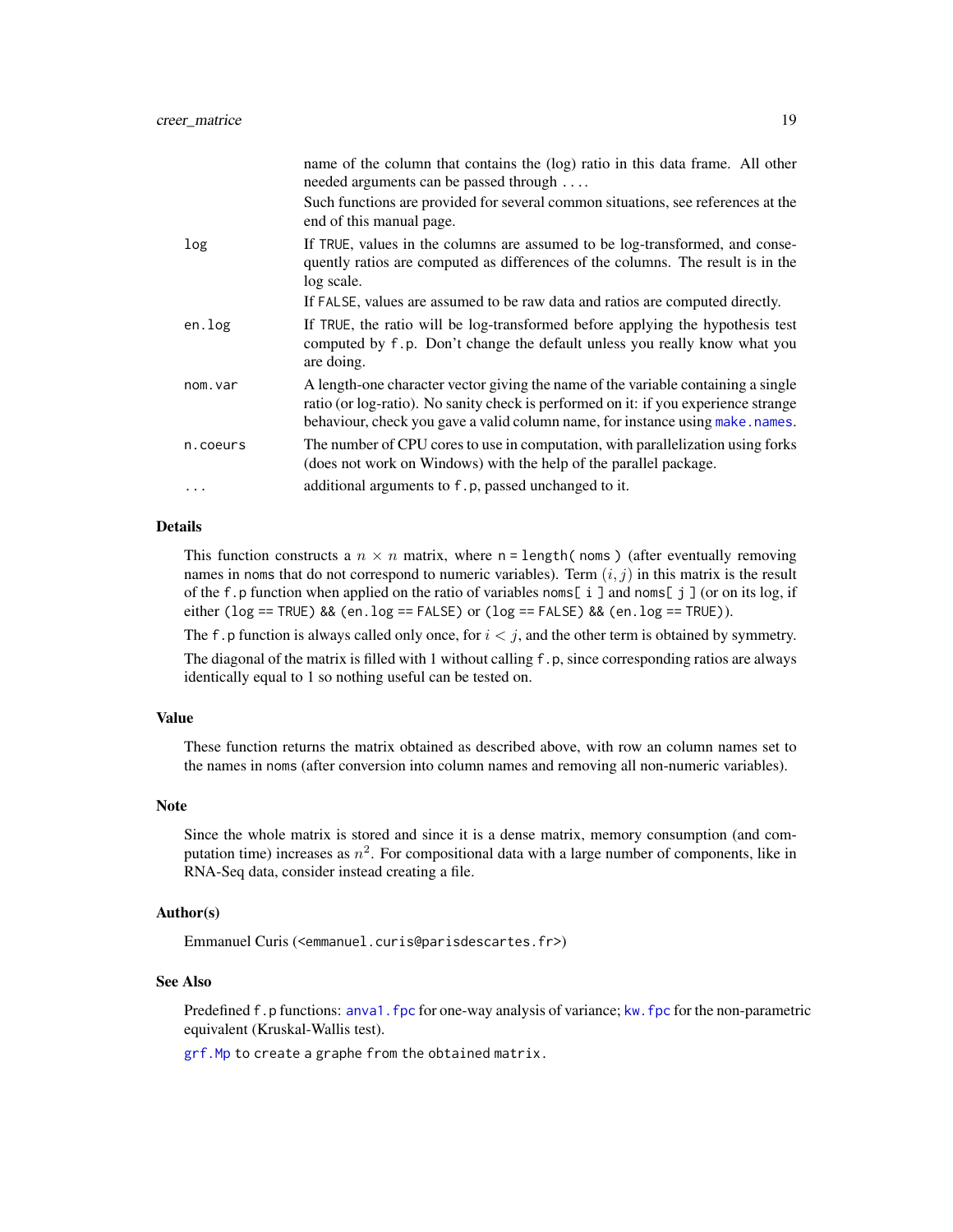| | |
|---|---|
| | name of the column that contains the (log) ratio in this data frame. All other needed arguments can be passed through `...`. |
| | Such functions are provided for several common situations, see references at the end of this manual page. |
| `log` | If `TRUE`, values in the columns are assumed to be log-transformed, and consequently ratios are computed as differences of the columns. The result is in the log scale. |
| | If `FALSE`, values are assumed to be raw data and ratios are computed directly. |
| `en.log` | If `TRUE`, the ratio will be log-transformed before applying the hypothesis test computed by `f.p`. Don't change the default unless you really know what you are doing. |
| `nom.var` | A length-one character vector giving the name of the variable containing a single ratio (or log-ratio). No sanity check is performed on it: if you experience strange behaviour, check you gave a valid column name, for instance using `make.names`. |
| `n.coeurs` | The number of CPU cores to use in computation, with parallelization using forks (does not work on Windows) with the help of the parallel package. |
| `...` | additional arguments to `f.p`, passed unchanged to it. |

## Details

This function constructs a $n \times n$ matrix, where `n = length( noms )` (after eventually removing names in `noms` that do not correspond to numeric variables). Term $(i, j)$ in this matrix is the result of the `f.p` function when applied on the ratio of variables `noms[ i ]` and `noms[ j ]` (or on its log, if either `(log == TRUE) && (en.log == FALSE)` or `(log == FALSE) && (en.log == TRUE)`).

The `f.p` function is always called only once, for $i < j$, and the other term is obtained by symmetry.

The diagonal of the matrix is filled with 1 without calling `f.p`, since corresponding ratios are always identically equal to 1 so nothing useful can be tested on.

## Value

These function returns the matrix obtained as described above, with row an column names set to the names in `noms` (after conversion into column names and removing all non-numeric variables).

## Note

Since the whole matrix is stored and since it is a dense matrix, memory consumption (and computation time) increases as $n^2$. For compositional data with a large number of components, like in RNA-Seq data, consider instead creating a file.

## Author(s)

Emmanuel Curis (<emmanuel.curis@parisdescartes.fr>)

## See Also

Predefined `f.p` functions: `anova1.fpc` for one-way analysis of variance; `kw.fpc` for the non-parametric equivalent (Kruskal-Wallis test).

`grf.Mp` to create a graphe from the obtained matrix.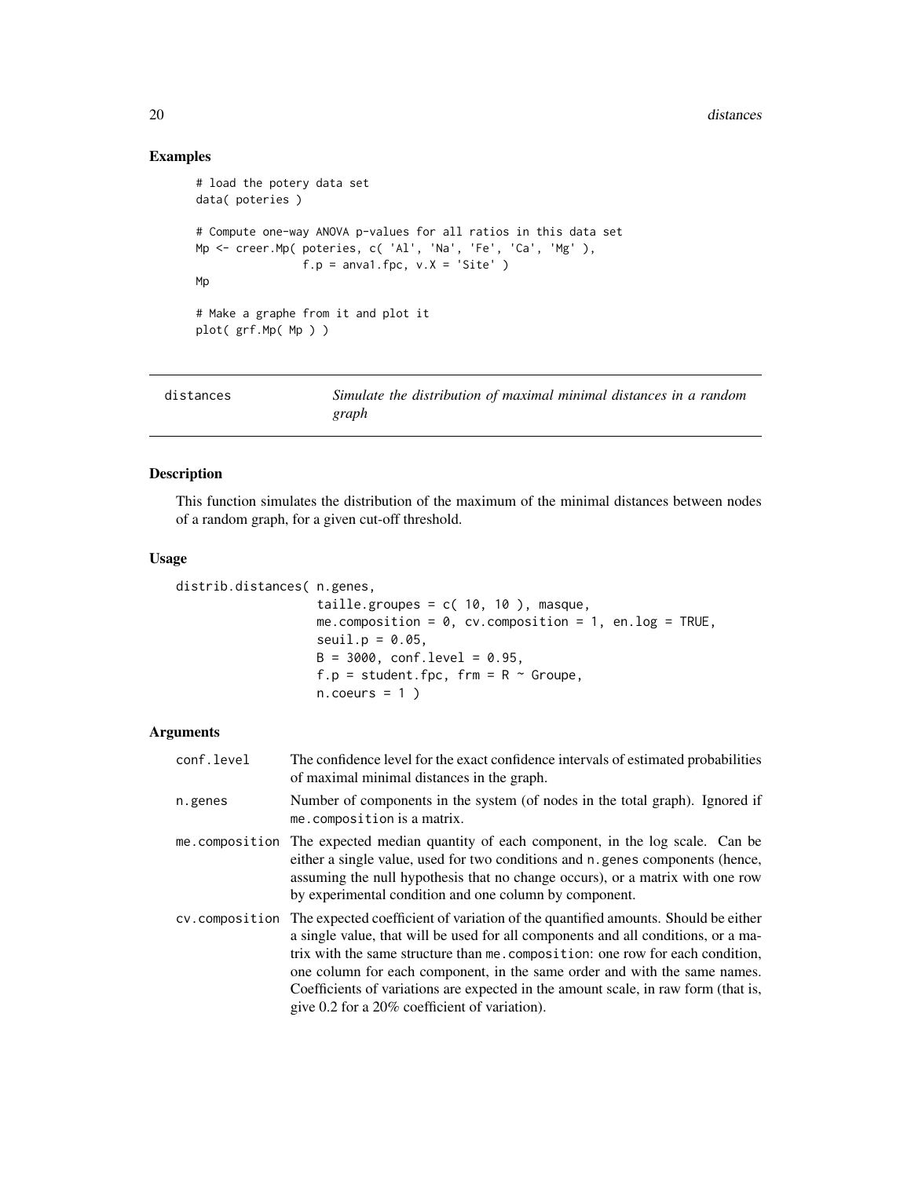## Examples

```
# load the potery data set
data( poteries )

# Compute one-way ANOVA p-values for all ratios in this data set
Mp <- creer.Mp( poteries, c( 'Al', 'Na', 'Fe', 'Ca', 'Mg' ),
                f.p = anva1.fpc, v.X = 'Site' )
Mp

# Make a graphe from it and plot it
plot( grf.Mp( Mp ) )
```

---

distances — *Simulate the distribution of maximal minimal distances in a random graph*

---

## Description

This function simulates the distribution of the maximum of the minimal distances between nodes of a random graph, for a given cut-off threshold.

## Usage

```
distrib.distances( n.genes,
                   taille.groupes = c( 10, 10 ), masque,
                   me.composition = 0, cv.composition = 1, en.log = TRUE,
                   seuil.p = 0.05,
                   B = 3000, conf.level = 0.95,
                   f.p = student.fpc, frm = R ~ Groupe,
                   n.coeurs = 1 )
```

## Arguments

| | |
|---|---|
| conf.level | The confidence level for the exact confidence intervals of estimated probabilities of maximal minimal distances in the graph. |
| n.genes | Number of components in the system (of nodes in the total graph). Ignored if me.composition is a matrix. |
| me.composition | The expected median quantity of each component, in the log scale. Can be either a single value, used for two conditions and n.genes components (hence, assuming the null hypothesis that no change occurs), or a matrix with one row by experimental condition and one column by component. |
| cv.composition | The expected coefficient of variation of the quantified amounts. Should be either a single value, that will be used for all components and all conditions, or a matrix with the same structure than me.composition: one row for each condition, one column for each component, in the same order and with the same names. Coefficients of variations are expected in the amount scale, in raw form (that is, give 0.2 for a 20% coefficient of variation). |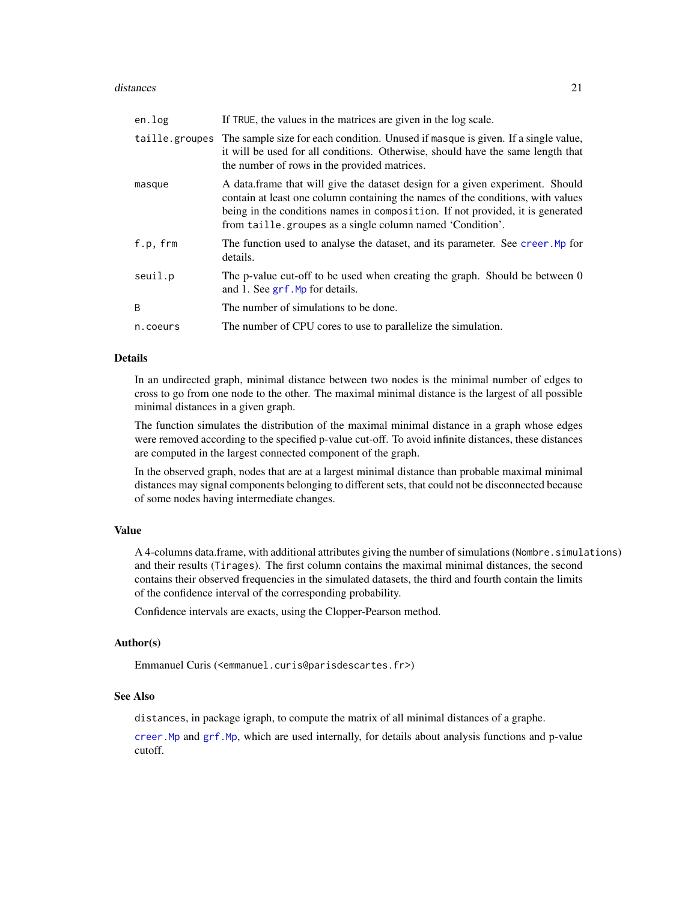| | |
|---|---|
| `en.log` | If `TRUE`, the values in the matrices are given in the log scale. |
| `taille.groupes` | The sample size for each condition. Unused if `masque` is given. If a single value, it will be used for all conditions. Otherwise, should have the same length that the number of rows in the provided matrices. |
| `masque` | A data.frame that will give the dataset design for a given experiment. Should contain at least one column containing the names of the conditions, with values being in the conditions names in `composition`. If not provided, it is generated from `taille.groupes` as a single column named 'Condition'. |
| `f.p, frm` | The function used to analyse the dataset, and its parameter. See `creer.Mp` for details. |
| `seuil.p` | The p-value cut-off to be used when creating the graph. Should be between 0 and 1. See `grf.Mp` for details. |
| `B` | The number of simulations to be done. |
| `n.coeurs` | The number of CPU cores to use to parallelize the simulation. |

### Details

In an undirected graph, minimal distance between two nodes is the minimal number of edges to cross to go from one node to the other. The maximal minimal distance is the largest of all possible minimal distances in a given graph.

The function simulates the distribution of the maximal minimal distance in a graph whose edges were removed according to the specified p-value cut-off. To avoid infinite distances, these distances are computed in the largest connected component of the graph.

In the observed graph, nodes that are at a largest minimal distance than probable maximal minimal distances may signal components belonging to different sets, that could not be disconnected because of some nodes having intermediate changes.

### Value

A 4-columns data.frame, with additional attributes giving the number of simulations (`Nombre.simulations`) and their results (`Tirages`). The first column contains the maximal minimal distances, the second contains their observed frequencies in the simulated datasets, the third and fourth contain the limits of the confidence interval of the corresponding probability.

Confidence intervals are exacts, using the Clopper-Pearson method.

### Author(s)

Emmanuel Curis (<emmanuel.curis@parisdescartes.fr>)

### See Also

`distances`, in package igraph, to compute the matrix of all minimal distances of a graphe.

`creer.Mp` and `grf.Mp`, which are used internally, for details about analysis functions and p-value cutoff.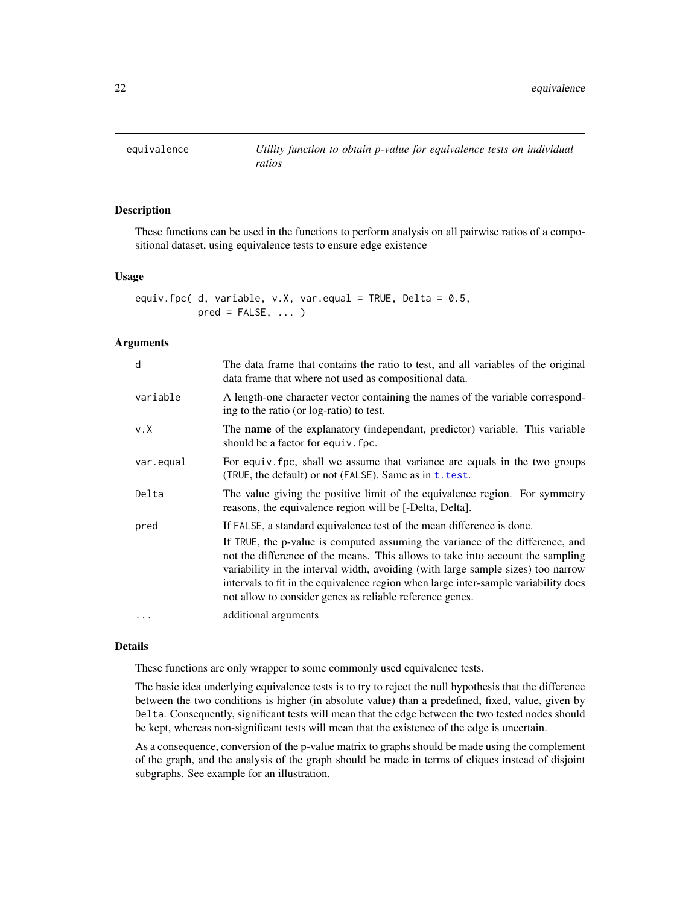## equivalence *Utility function to obtain p-value for equivalence tests on individual ratios*

### Description

These functions can be used in the functions to perform analysis on all pairwise ratios of a compositional dataset, using equivalence tests to ensure edge existence

### Usage

```
equiv.fpc( d, variable, v.X, var.equal = TRUE, Delta = 0.5,
           pred = FALSE, ... )
```

### Arguments

| | |
|---|---|
| d | The data frame that contains the ratio to test, and all variables of the original data frame that where not used as compositional data. |
| variable | A length-one character vector containing the names of the variable corresponding to the ratio (or log-ratio) to test. |
| v.X | The **name** of the explanatory (independant, predictor) variable. This variable should be a factor for `equiv.fpc`. |
| var.equal | For `equiv.fpc`, shall we assume that variance are equals in the two groups (`TRUE`, the default) or not (`FALSE`). Same as in `t.test`. |
| Delta | The value giving the positive limit of the equivalence region. For symmetry reasons, the equivalence region will be [-Delta, Delta]. |
| pred | If `FALSE`, a standard equivalence test of the mean difference is done. If `TRUE`, the p-value is computed assuming the variance of the difference, and not the difference of the means. This allows to take into account the sampling variability in the interval width, avoiding (with large sample sizes) too narrow intervals to fit in the equivalence region when large inter-sample variability does not allow to consider genes as reliable reference genes. |
| ... | additional arguments |

### Details

These functions are only wrapper to some commonly used equivalence tests.

The basic idea underlying equivalence tests is to try to reject the null hypothesis that the difference between the two conditions is higher (in absolute value) than a predefined, fixed, value, given by `Delta`. Consequently, significant tests will mean that the edge between the two tested nodes should be kept, whereas non-significant tests will mean that the existence of the edge is uncertain.

As a consequence, conversion of the p-value matrix to graphs should be made using the complement of the graph, and the analysis of the graph should be made in terms of cliques instead of disjoint subgraphs. See example for an illustration.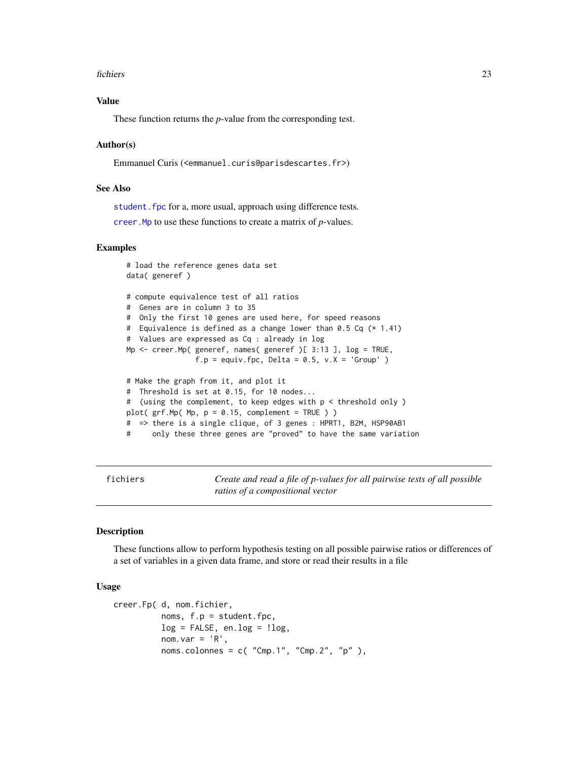### Value

These function returns the *p*-value from the corresponding test.

### Author(s)

Emmanuel Curis (<emmanuel.curis@parisdescartes.fr>)

### See Also

student.fpc for a, more usual, approach using difference tests.

creer.Mp to use these functions to create a matrix of *p*-values.

### Examples

```
# load the reference genes data set
data( generef )

# compute equivalence test of all ratios
#  Genes are in column 3 to 35
#  Only the first 10 genes are used here, for speed reasons
#  Equivalence is defined as a change lower than 0.5 Cq (× 1.41)
#  Values are expressed as Cq : already in log
Mp <- creer.Mp( generef, names( generef )[ 3:13 ], log = TRUE,
                f.p = equiv.fpc, Delta = 0.5, v.X = 'Group' )

# Make the graph from it, and plot it
#  Threshold is set at 0.15, for 10 nodes...
#  (using the complement, to keep edges with p < threshold only )
plot( grf.Mp( Mp, p = 0.15, complement = TRUE ) )
#  => there is a single clique, of 3 genes : HPRT1, B2M, HSP90AB1
#     only these three genes are "proved" to have the same variation
```

---

## fichiers — *Create and read a file of p-values for all pairwise tests of all possible ratios of a compositional vector*

---

### Description

These functions allow to perform hypothesis testing on all possible pairwise ratios or differences of a set of variables in a given data frame, and store or read their results in a file

### Usage

```
creer.Fp( d, nom.fichier,
          noms, f.p = student.fpc,
          log = FALSE, en.log = !log,
          nom.var = 'R',
          noms.colonnes = c( "Cmp.1", "Cmp.2", "p" ),
```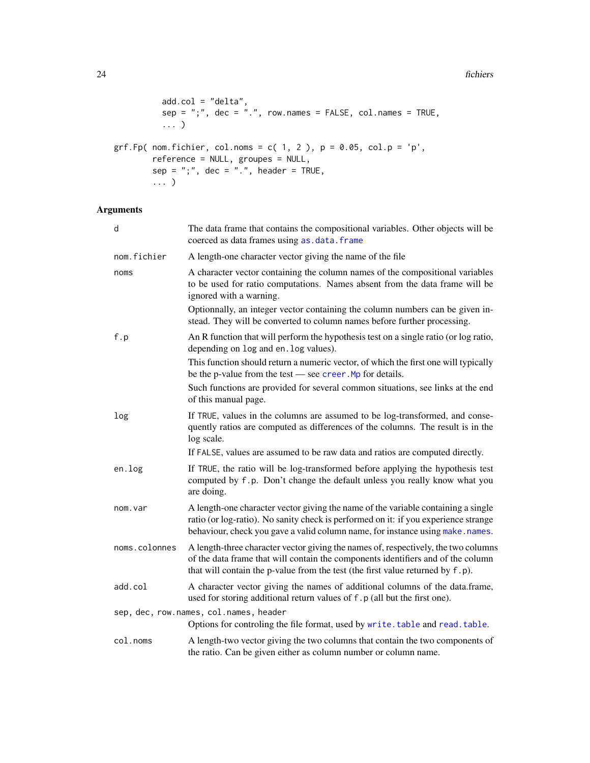```
          add.col = "delta",
          sep = ";", dec = ".", row.names = FALSE, col.names = TRUE,
          ... )

grf.Fp( nom.fichier, col.noms = c( 1, 2 ), p = 0.05, col.p = 'p',
        reference = NULL, groupes = NULL,
        sep = ";", dec = ".", header = TRUE,
        ... )
```

## Arguments

`d`
: The data frame that contains the compositional variables. Other objects will be coerced as data frames using `as.data.frame`

`nom.fichier`
: A length-one character vector giving the name of the file

`noms`
: A character vector containing the column names of the compositional variables to be used for ratio computations. Names absent from the data frame will be ignored with a warning.

  Optionnally, an integer vector containing the column numbers can be given instead. They will be converted to column names before further processing.

`f.p`
: An R function that will perform the hypothesis test on a single ratio (or log ratio, depending on `log` and `en.log` values).

  This function should return a numeric vector, of which the first one will typically be the p-value from the test — see `creer.Mp` for details.

  Such functions are provided for several common situations, see links at the end of this manual page.

`log`
: If `TRUE`, values in the columns are assumed to be log-transformed, and consequently ratios are computed as differences of the columns. The result is in the log scale.

  If `FALSE`, values are assumed to be raw data and ratios are computed directly.

`en.log`
: If `TRUE`, the ratio will be log-transformed before applying the hypothesis test computed by `f.p`. Don't change the default unless you really know what you are doing.

`nom.var`
: A length-one character vector giving the name of the variable containing a single ratio (or log-ratio). No sanity check is performed on it: if you experience strange behaviour, check you gave a valid column name, for instance using `make.names`.

`noms.colonnes`
: A length-three character vector giving the names of, respectively, the two columns of the data frame that will contain the components identifiers and of the column that will contain the p-value from the test (the first value returned by `f.p`).

`add.col`
: A character vector giving the names of additional columns of the data.frame, used for storing additional return values of `f.p` (all but the first one).

`sep, dec, row.names, col.names, header`
: Options for controling the file format, used by `write.table` and `read.table`.

`col.noms`
: A length-two vector giving the two columns that contain the two components of the ratio. Can be given either as column number or column name.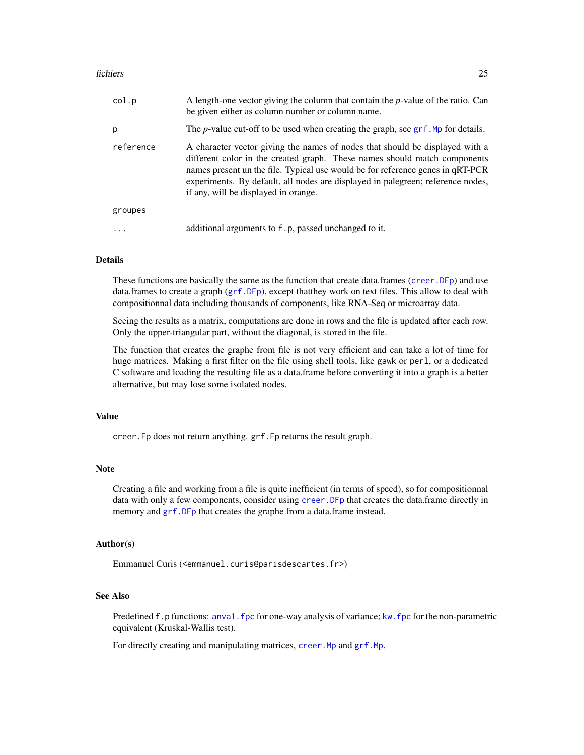| | |
|---|---|
| `col.p` | A length-one vector giving the column that contain the *p*-value of the ratio. Can be given either as column number or column name. |
| `p` | The *p*-value cut-off to be used when creating the graph, see `grf.Mp` for details. |
| `reference` | A character vector giving the names of nodes that should be displayed with a different color in the created graph. These names should match components names present un the file. Typical use would be for reference genes in qRT-PCR experiments. By default, all nodes are displayed in palegreen; reference nodes, if any, will be displayed in orange. |
| `groupes` | |
| `...` | additional arguments to `f.p`, passed unchanged to it. |

## Details

These functions are basically the same as the function that create data.frames (`creer.DFp`) and use data.frames to create a graph (`grf.DFp`), except thatthey work on text files. This allow to deal with compositionnal data including thousands of components, like RNA-Seq or microarray data.

Seeing the results as a matrix, computations are done in rows and the file is updated after each row. Only the upper-triangular part, without the diagonal, is stored in the file.

The function that creates the graphe from file is not very efficient and can take a lot of time for huge matrices. Making a first filter on the file using shell tools, like `gawk` or `perl`, or a dedicated C software and loading the resulting file as a data.frame before converting it into a graph is a better alternative, but may lose some isolated nodes.

## Value

`creer.Fp` does not return anything. `grf.Fp` returns the result graph.

## Note

Creating a file and working from a file is quite inefficient (in terms of speed), so for compositionnal data with only a few components, consider using `creer.DFp` that creates the data.frame directly in memory and `grf.DFp` that creates the graphe from a data.frame instead.

## Author(s)

Emmanuel Curis (<emmanuel.curis@parisdescartes.fr>)

## See Also

Predefined `f.p` functions: `anva1.fpc` for one-way analysis of variance; `kw.fpc` for the non-parametric equivalent (Kruskal-Wallis test).

For directly creating and manipulating matrices, `creer.Mp` and `grf.Mp`.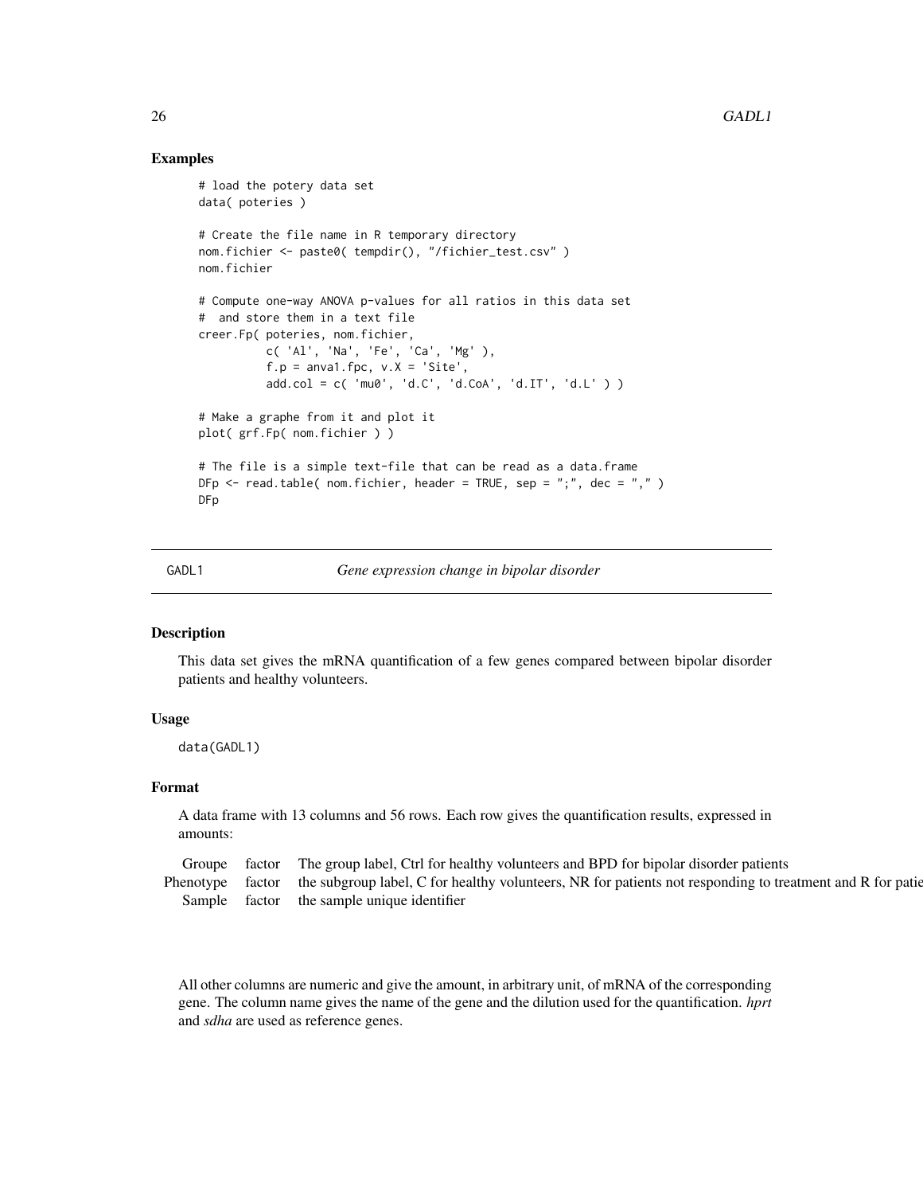## Examples

```
# load the potery data set
data( poteries )

# Create the file name in R temporary directory
nom.fichier <- paste0( tempdir(), "/fichier_test.csv" )
nom.fichier

# Compute one-way ANOVA p-values for all ratios in this data set
#  and store them in a text file
creer.Fp( poteries, nom.fichier,
          c( 'Al', 'Na', 'Fe', 'Ca', 'Mg' ),
          f.p = anva1.fpc, v.X = 'Site',
          add.col = c( 'mu0', 'd.C', 'd.CoA', 'd.IT', 'd.L' ) )

# Make a graphe from it and plot it
plot( grf.Fp( nom.fichier ) )

# The file is a simple text-file that can be read as a data.frame
DFp <- read.table( nom.fichier, header = TRUE, sep = ";", dec = "," )
DFp
```

---

# GADL1 *Gene expression change in bipolar disorder*

## Description

This data set gives the mRNA quantification of a few genes compared between bipolar disorder patients and healthy volunteers.

## Usage

```
data(GADL1)
```

## Format

A data frame with 13 columns and 56 rows. Each row gives the quantification results, expressed in amounts:

| | | |
|---|---|---|
| Groupe | factor | The group label, Ctrl for healthy volunteers and BPD for bipolar disorder patients |
| Phenotype | factor | the subgroup label, C for healthy volunteers, NR for patients not responding to treatment and R for patie |
| Sample | factor | the sample unique identifier |

All other columns are numeric and give the amount, in arbitrary unit, of mRNA of the corresponding gene. The column name gives the name of the gene and the dilution used for the quantification. *hprt* and *sdha* are used as reference genes.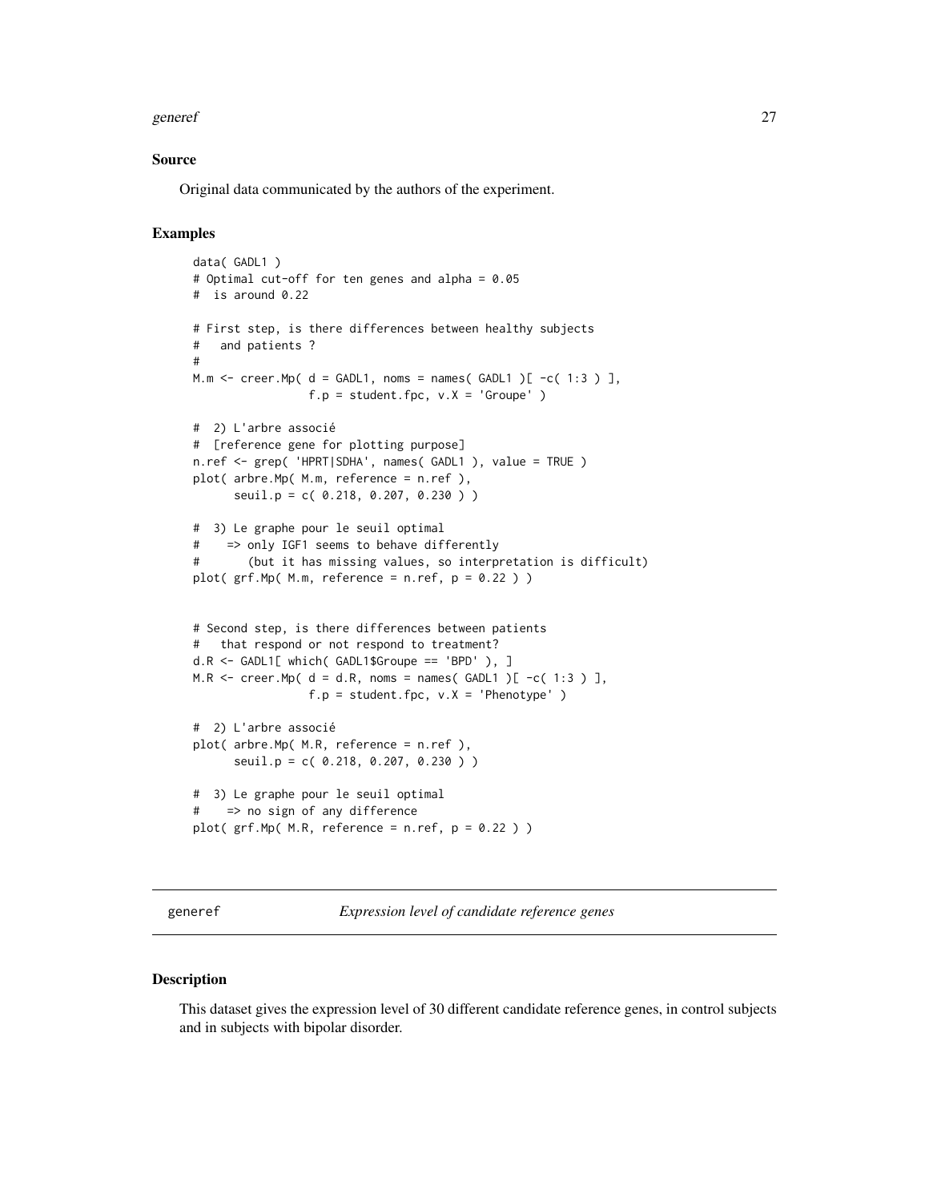### Source

Original data communicated by the authors of the experiment.

### Examples

```
data( GADL1 )
# Optimal cut-off for ten genes and alpha = 0.05
#  is around 0.22

# First step, is there differences between healthy subjects
#   and patients ?
#
M.m <- creer.Mp( d = GADL1, noms = names( GADL1 )[ -c( 1:3 ) ],
                 f.p = student.fpc, v.X = 'Groupe' )

#  2) L'arbre associé
#  [reference gene for plotting purpose]
n.ref <- grep( 'HPRT|SDHA', names( GADL1 ), value = TRUE )
plot( arbre.Mp( M.m, reference = n.ref ),
      seuil.p = c( 0.218, 0.207, 0.230 ) )

#  3) Le graphe pour le seuil optimal
#    => only IGF1 seems to behave differently
#       (but it has missing values, so interpretation is difficult)
plot( grf.Mp( M.m, reference = n.ref, p = 0.22 ) )


# Second step, is there differences between patients
#   that respond or not respond to treatment?
d.R <- GADL1[ which( GADL1$Groupe == 'BPD' ), ]
M.R <- creer.Mp( d = d.R, noms = names( GADL1 )[ -c( 1:3 ) ],
                 f.p = student.fpc, v.X = 'Phenotype' )

#  2) L'arbre associé
plot( arbre.Mp( M.R, reference = n.ref ),
      seuil.p = c( 0.218, 0.207, 0.230 ) )

#  3) Le graphe pour le seuil optimal
#    => no sign of any difference
plot( grf.Mp( M.R, reference = n.ref, p = 0.22 ) )
```

---

## generef — *Expression level of candidate reference genes*

### Description

This dataset gives the expression level of 30 different candidate reference genes, in control subjects and in subjects with bipolar disorder.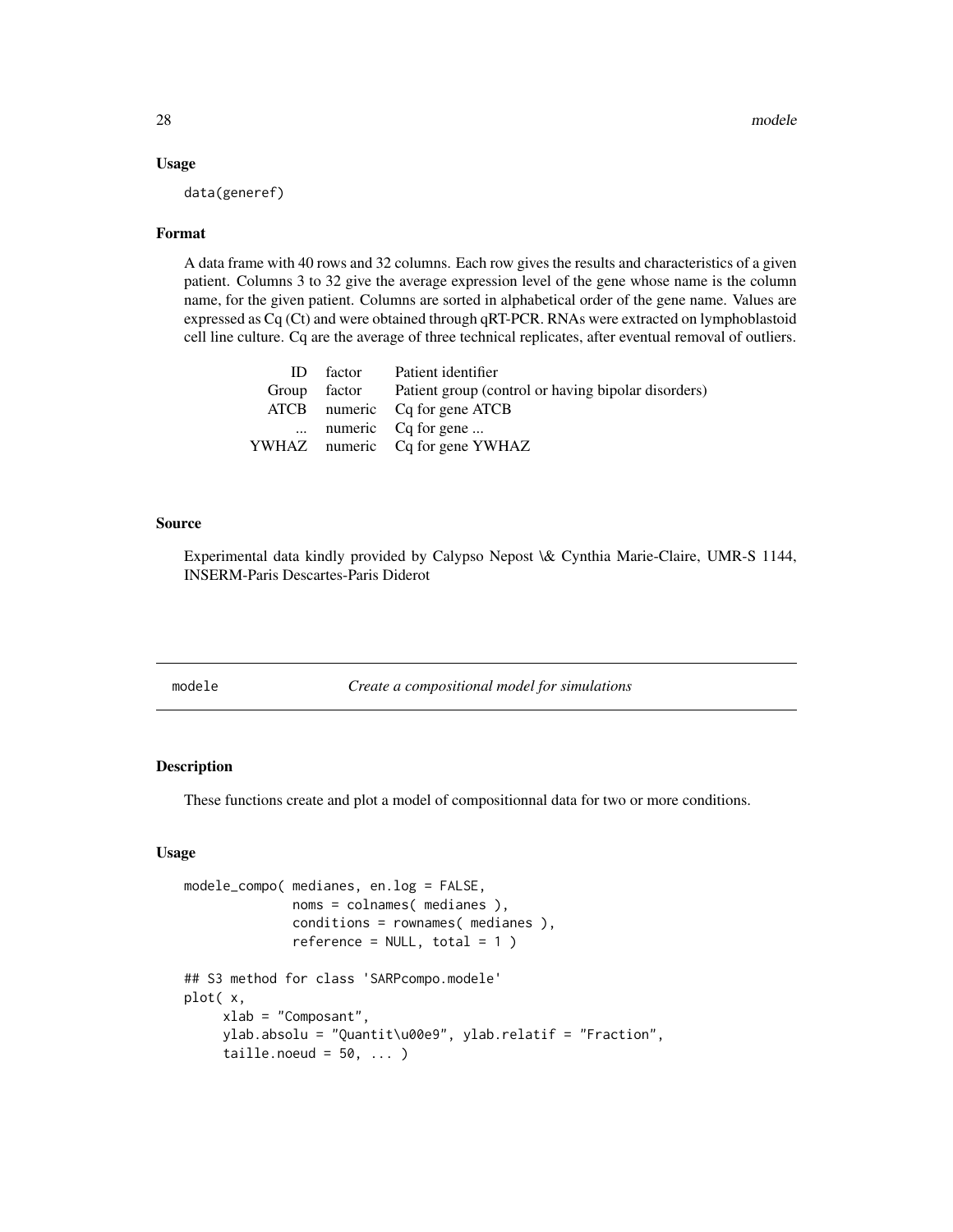## Usage

```
data(generef)
```

## Format

A data frame with 40 rows and 32 columns. Each row gives the results and characteristics of a given patient. Columns 3 to 32 give the average expression level of the gene whose name is the column name, for the given patient. Columns are sorted in alphabetical order of the gene name. Values are expressed as Cq (Ct) and were obtained through qRT-PCR. RNAs were extracted on lymphoblastoid cell line culture. Cq are the average of three technical replicates, after eventual removal of outliers.

| | | |
|---|---|---|
| ID | factor | Patient identifier |
| Group | factor | Patient group (control or having bipolar disorders) |
| ATCB | numeric | Cq for gene ATCB |
| ... | numeric | Cq for gene ... |
| YWHAZ | numeric | Cq for gene YWHAZ |

## Source

Experimental data kindly provided by Calypso Nepost \& Cynthia Marie-Claire, UMR-S 1144, INSERM-Paris Descartes-Paris Diderot

---

# modele — *Create a compositional model for simulations*

## Description

These functions create and plot a model of compositionnal data for two or more conditions.

## Usage

```
modele_compo( medianes, en.log = FALSE,
              noms = colnames( medianes ),
              conditions = rownames( medianes ),
              reference = NULL, total = 1 )

## S3 method for class 'SARPcompo.modele'
plot( x,
     xlab = "Composant",
     ylab.absolu = "Quantit\u00e9", ylab.relatif = "Fraction",
     taille.noeud = 50, ... )
```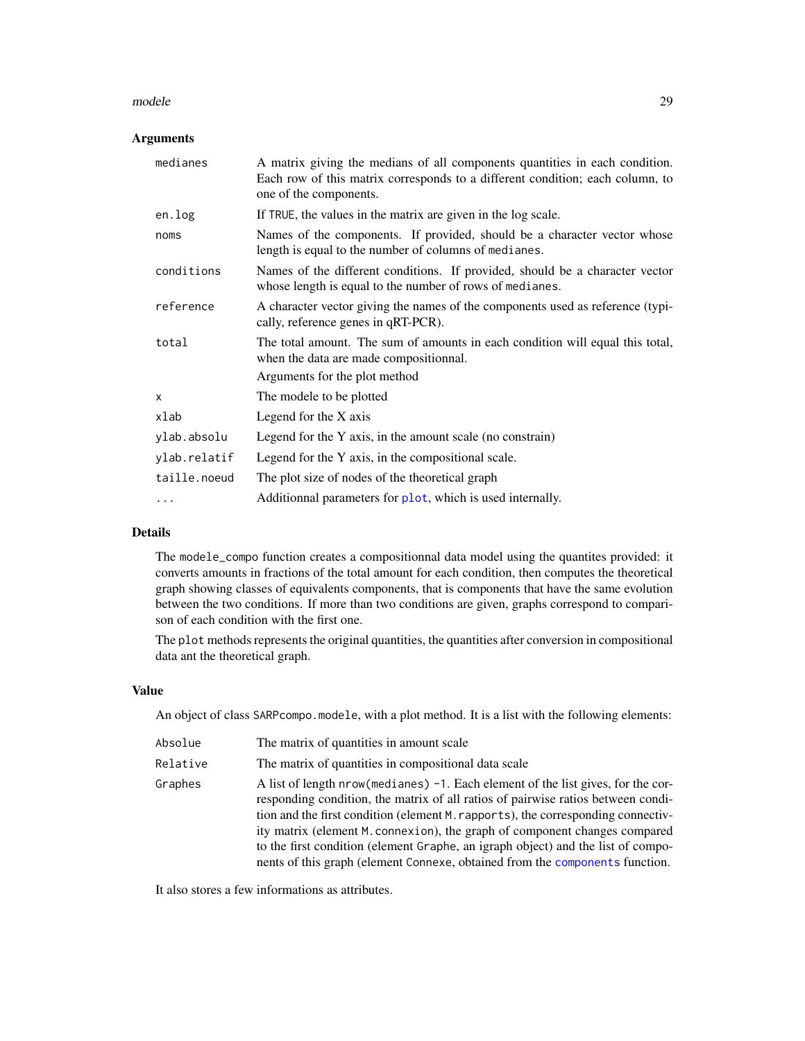### Arguments

| | |
|---|---|
| `medianes` | A matrix giving the medians of all components quantities in each condition. Each row of this matrix corresponds to a different condition; each column, to one of the components. |
| `en.log` | If `TRUE`, the values in the matrix are given in the log scale. |
| `noms` | Names of the components. If provided, should be a character vector whose length is equal to the number of columns of `medianes`. |
| `conditions` | Names of the different conditions. If provided, should be a character vector whose length is equal to the number of rows of `medianes`. |
| `reference` | A character vector giving the names of the components used as reference (typically, reference genes in qRT-PCR). |
| `total` | The total amount. The sum of amounts in each condition will equal this total, when the data are made compositionnal. |
| | Arguments for the plot method |
| `x` | The modele to be plotted |
| `xlab` | Legend for the X axis |
| `ylab.absolu` | Legend for the Y axis, in the amount scale (no constrain) |
| `ylab.relatif` | Legend for the Y axis, in the compositional scale. |
| `taille.noeud` | The plot size of nodes of the theoretical graph |
| `...` | Additionnal parameters for `plot`, which is used internally. |

### Details

The `modele_compo` function creates a compositionnal data model using the quantites provided: it converts amounts in fractions of the total amount for each condition, then computes the theoretical graph showing classes of equivalents components, that is components that have the same evolution between the two conditions. If more than two conditions are given, graphs correspond to comparison of each condition with the first one.

The `plot` methods represents the original quantities, the quantities after conversion in compositional data ant the theoretical graph.

### Value

An object of class `SARPcompo.modele`, with a plot method. It is a list with the following elements:

| | |
|---|---|
| `Absolue` | The matrix of quantities in amount scale |
| `Relative` | The matrix of quantities in compositional data scale |
| `Graphes` | A list of length `nrow(medianes) -1`. Each element of the list gives, for the corresponding condition, the matrix of all ratios of pairwise ratios between condition and the first condition (element `M.rapports`), the corresponding connectivity matrix (element `M.connexion`), the graph of component changes compared to the first condition (element `Graphe`, an igraph object) and the list of components of this graph (element `Connexe`, obtained from the `components` function. |

It also stores a few informations as attributes.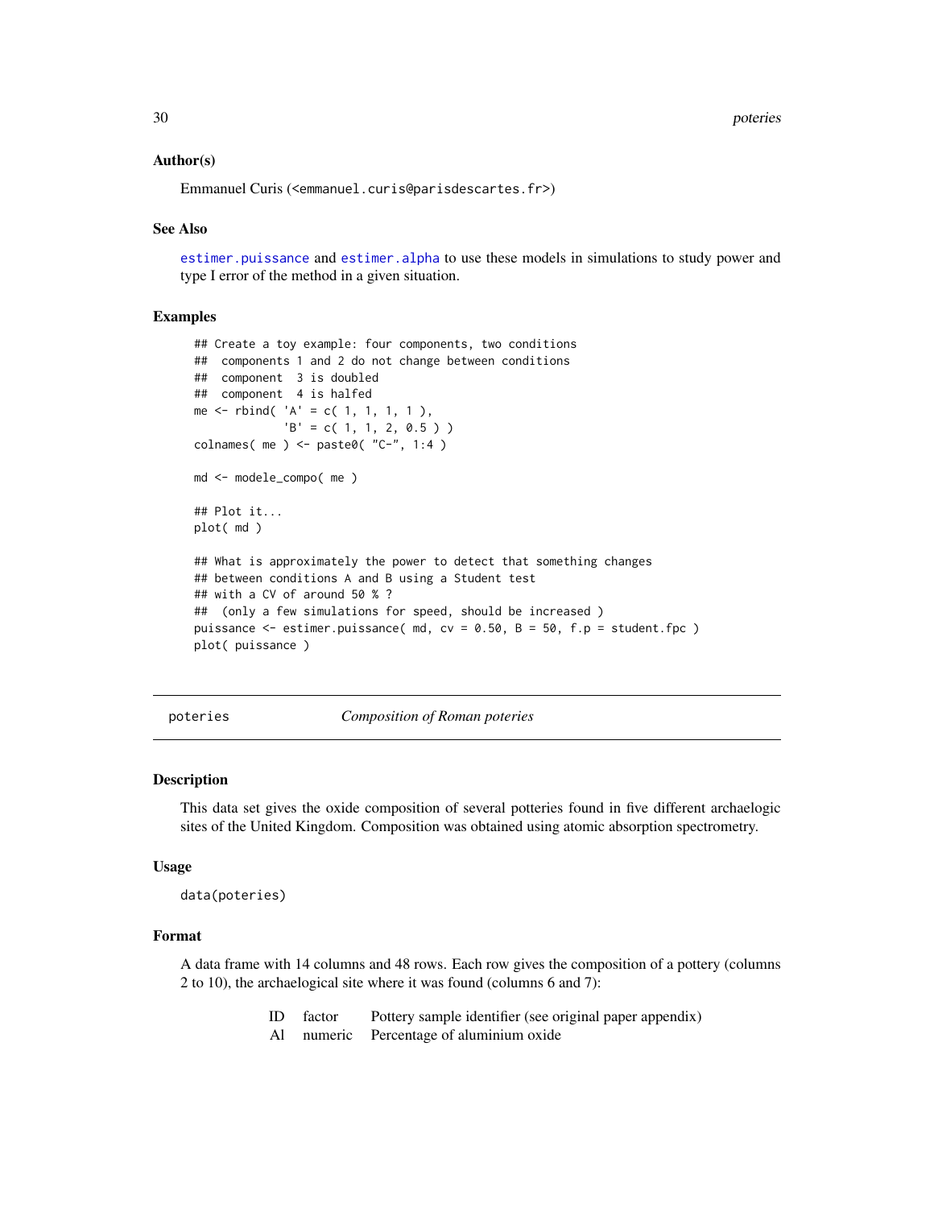### Author(s)

Emmanuel Curis (<emmanuel.curis@parisdescartes.fr>)

### See Also

estimer.puissance and estimer.alpha to use these models in simulations to study power and type I error of the method in a given situation.

### Examples

```
## Create a toy example: four components, two conditions
##  components 1 and 2 do not change between conditions
##  component  3 is doubled
##  component  4 is halfed
me <- rbind( 'A' = c( 1, 1, 1, 1 ),
             'B' = c( 1, 1, 2, 0.5 ) )
colnames( me ) <- paste0( "C-", 1:4 )

md <- modele_compo( me )

## Plot it...
plot( md )

## What is approximately the power to detect that something changes
## between conditions A and B using a Student test
## with a CV of around 50 % ?
##  (only a few simulations for speed, should be increased )
puissance <- estimer.puissance( md, cv = 0.50, B = 50, f.p = student.fpc )
plot( puissance )
```

---

## poteries — *Composition of Roman poteries*

### Description

This data set gives the oxide composition of several potteries found in five different archaelogic sites of the United Kingdom. Composition was obtained using atomic absorption spectrometry.

### Usage

```
data(poteries)
```

### Format

A data frame with 14 columns and 48 rows. Each row gives the composition of a pottery (columns 2 to 10), the archaelogical site where it was found (columns 6 and 7):

| | | |
|---|---|---|
| ID | factor | Pottery sample identifier (see original paper appendix) |
| Al | numeric | Percentage of aluminium oxide |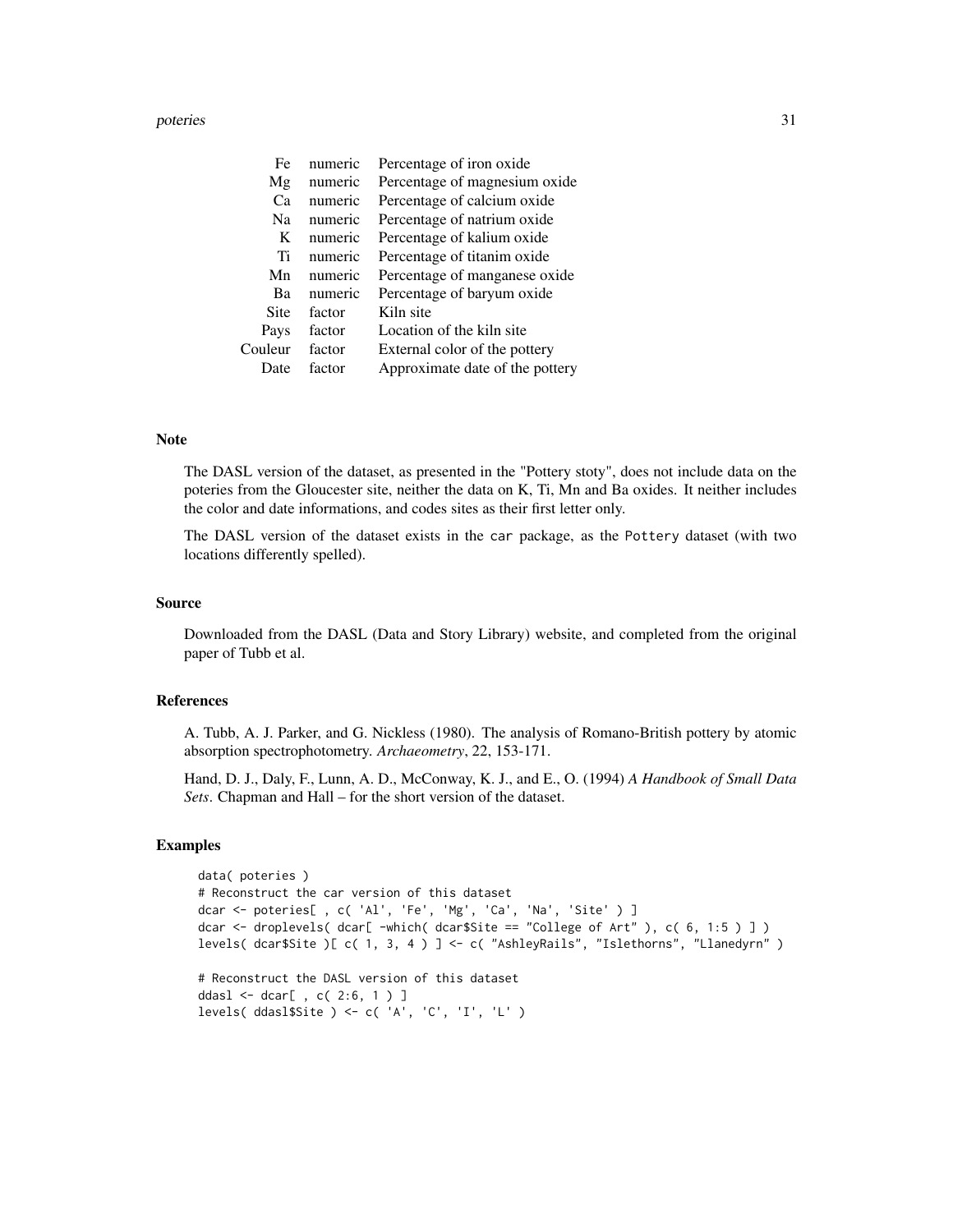| | | |
|---|---|---|
| Fe | numeric | Percentage of iron oxide |
| Mg | numeric | Percentage of magnesium oxide |
| Ca | numeric | Percentage of calcium oxide |
| Na | numeric | Percentage of natrium oxide |
| K | numeric | Percentage of kalium oxide |
| Ti | numeric | Percentage of titanim oxide |
| Mn | numeric | Percentage of manganese oxide |
| Ba | numeric | Percentage of baryum oxide |
| Site | factor | Kiln site |
| Pays | factor | Location of the kiln site |
| Couleur | factor | External color of the pottery |
| Date | factor | Approximate date of the pottery |

### Note

The DASL version of the dataset, as presented in the "Pottery stoty", does not include data on the poteries from the Gloucester site, neither the data on K, Ti, Mn and Ba oxides. It neither includes the color and date informations, and codes sites as their first letter only.

The DASL version of the dataset exists in the `car` package, as the `Pottery` dataset (with two locations differently spelled).

### Source

Downloaded from the DASL (Data and Story Library) website, and completed from the original paper of Tubb et al.

### References

A. Tubb, A. J. Parker, and G. Nickless (1980). The analysis of Romano-British pottery by atomic absorption spectrophotometry. *Archaeometry*, 22, 153-171.

Hand, D. J., Daly, F., Lunn, A. D., McConway, K. J., and E., O. (1994) *A Handbook of Small Data Sets*. Chapman and Hall – for the short version of the dataset.

### Examples

```
data( poteries )
# Reconstruct the car version of this dataset
dcar <- poteries[ , c( 'Al', 'Fe', 'Mg', 'Ca', 'Na', 'Site' ) ]
dcar <- droplevels( dcar[ -which( dcar$Site == "College of Art" ), c( 6, 1:5 ) ] )
levels( dcar$Site )[ c( 1, 3, 4 ) ] <- c( "AshleyRails", "Islethorns", "Llanedyrn" )

# Reconstruct the DASL version of this dataset
ddasl <- dcar[ , c( 2:6, 1 ) ]
levels( ddasl$Site ) <- c( 'A', 'C', 'I', 'L' )
```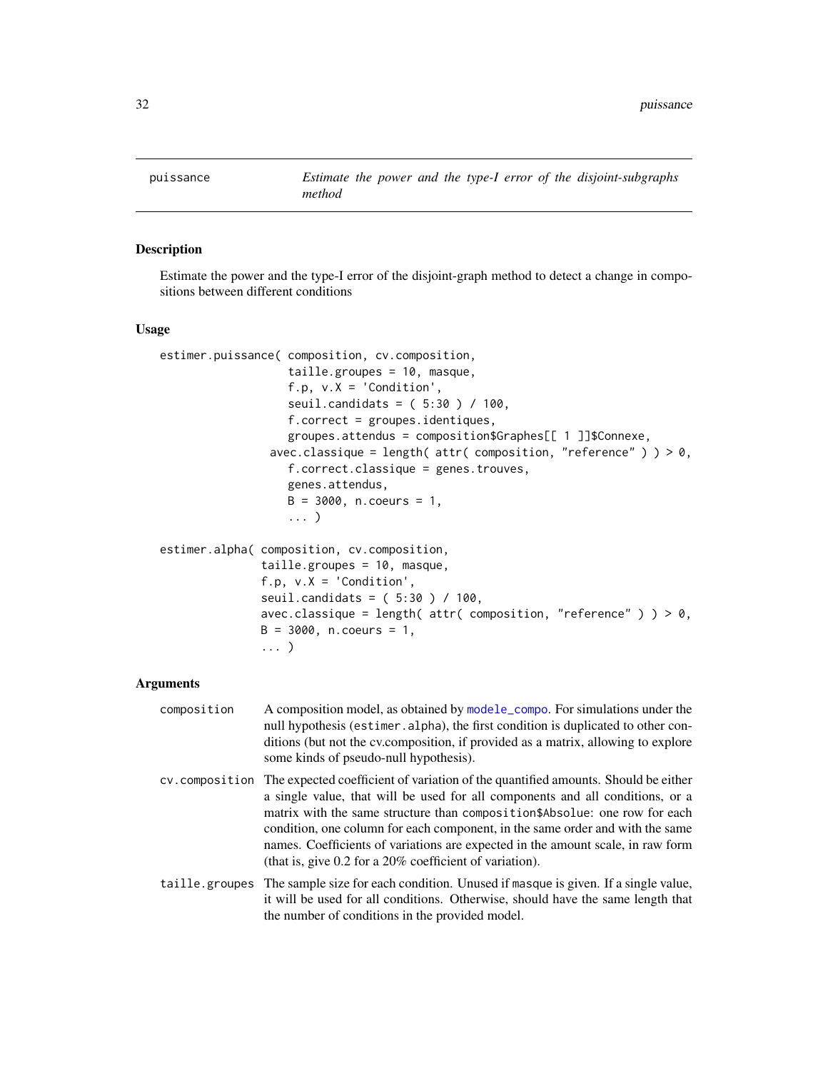puissance — *Estimate the power and the type-I error of the disjoint-subgraphs method*

## Description

Estimate the power and the type-I error of the disjoint-graph method to detect a change in compositions between different conditions

## Usage

```
estimer.puissance( composition, cv.composition,
                   taille.groupes = 10, masque,
                   f.p, v.X = 'Condition',
                   seuil.candidats = ( 5:30 ) / 100,
                   f.correct = groupes.identiques,
                   groupes.attendus = composition$Graphes[[ 1 ]]$Connexe,
                 avec.classique = length( attr( composition, "reference" ) ) > 0,
                   f.correct.classique = genes.trouves,
                   genes.attendus,
                   B = 3000, n.coeurs = 1,
                   ... )

estimer.alpha( composition, cv.composition,
               taille.groupes = 10, masque,
               f.p, v.X = 'Condition',
               seuil.candidats = ( 5:30 ) / 100,
               avec.classique = length( attr( composition, "reference" ) ) > 0,
               B = 3000, n.coeurs = 1,
               ... )
```

## Arguments

composition
: A composition model, as obtained by modele_compo. For simulations under the null hypothesis (estimer.alpha), the first condition is duplicated to other conditions (but not the cv.composition, if provided as a matrix, allowing to explore some kinds of pseudo-null hypothesis).

cv.composition
: The expected coefficient of variation of the quantified amounts. Should be either a single value, that will be used for all components and all conditions, or a matrix with the same structure than composition$Absolue: one row for each condition, one column for each component, in the same order and with the same names. Coefficients of variations are expected in the amount scale, in raw form (that is, give 0.2 for a 20% coefficient of variation).

taille.groupes
: The sample size for each condition. Unused if masque is given. If a single value, it will be used for all conditions. Otherwise, should have the same length that the number of conditions in the provided model.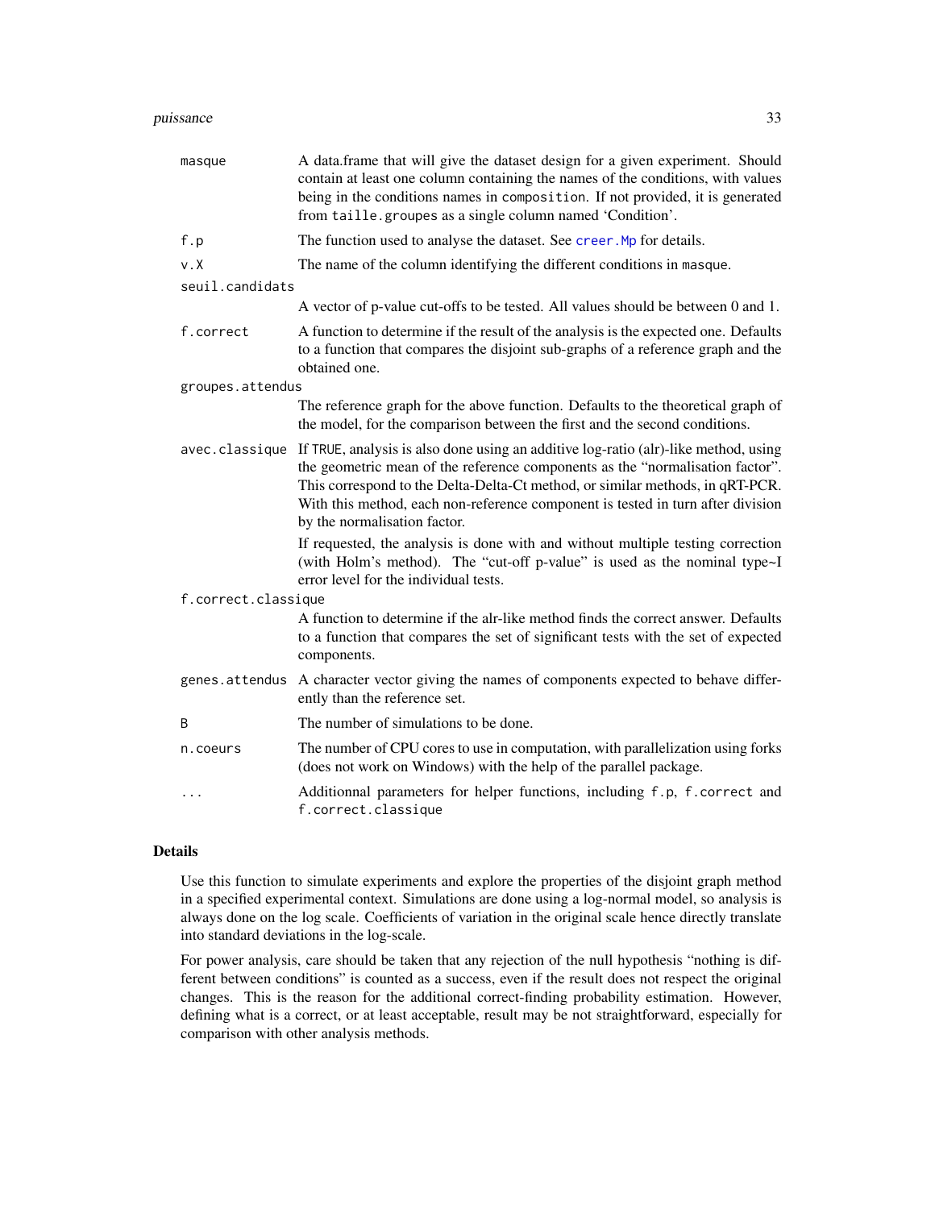| | |
|---|---|
| `masque` | A data.frame that will give the dataset design for a given experiment. Should contain at least one column containing the names of the conditions, with values being in the conditions names in `composition`. If not provided, it is generated from `taille.groupes` as a single column named ‘Condition’. |
| `f.p` | The function used to analyse the dataset. See `creer.Mp` for details. |
| `v.X` | The name of the column identifying the different conditions in `masque`. |
| `seuil.candidats` | A vector of p-value cut-offs to be tested. All values should be between 0 and 1. |
| `f.correct` | A function to determine if the result of the analysis is the expected one. Defaults to a function that compares the disjoint sub-graphs of a reference graph and the obtained one. |
| `groupes.attendus` | The reference graph for the above function. Defaults to the theoretical graph of the model, for the comparison between the first and the second conditions. |
| `avec.classique` | If `TRUE`, analysis is also done using an additive log-ratio (alr)-like method, using the geometric mean of the reference components as the “normalisation factor”. This correspond to the Delta-Delta-Ct method, or similar methods, in qRT-PCR. With this method, each non-reference component is tested in turn after division by the normalisation factor. If requested, the analysis is done with and without multiple testing correction (with Holm’s method). The “cut-off p-value” is used as the nominal type~I error level for the individual tests. |
| `f.correct.classique` | A function to determine if the alr-like method finds the correct answer. Defaults to a function that compares the set of significant tests with the set of expected components. |
| `genes.attendus` | A character vector giving the names of components expected to behave differently than the reference set. |
| `B` | The number of simulations to be done. |
| `n.coeurs` | The number of CPU cores to use in computation, with parallelization using forks (does not work on Windows) with the help of the parallel package. |
| `...` | Additionnal parameters for helper functions, including `f.p`, `f.correct` and `f.correct.classique` |

## Details

Use this function to simulate experiments and explore the properties of the disjoint graph method in a specified experimental context. Simulations are done using a log-normal model, so analysis is always done on the log scale. Coefficients of variation in the original scale hence directly translate into standard deviations in the log-scale.

For power analysis, care should be taken that any rejection of the null hypothesis “nothing is different between conditions” is counted as a success, even if the result does not respect the original changes. This is the reason for the additional correct-finding probability estimation. However, defining what is a correct, or at least acceptable, result may be not straightforward, especially for comparison with other analysis methods.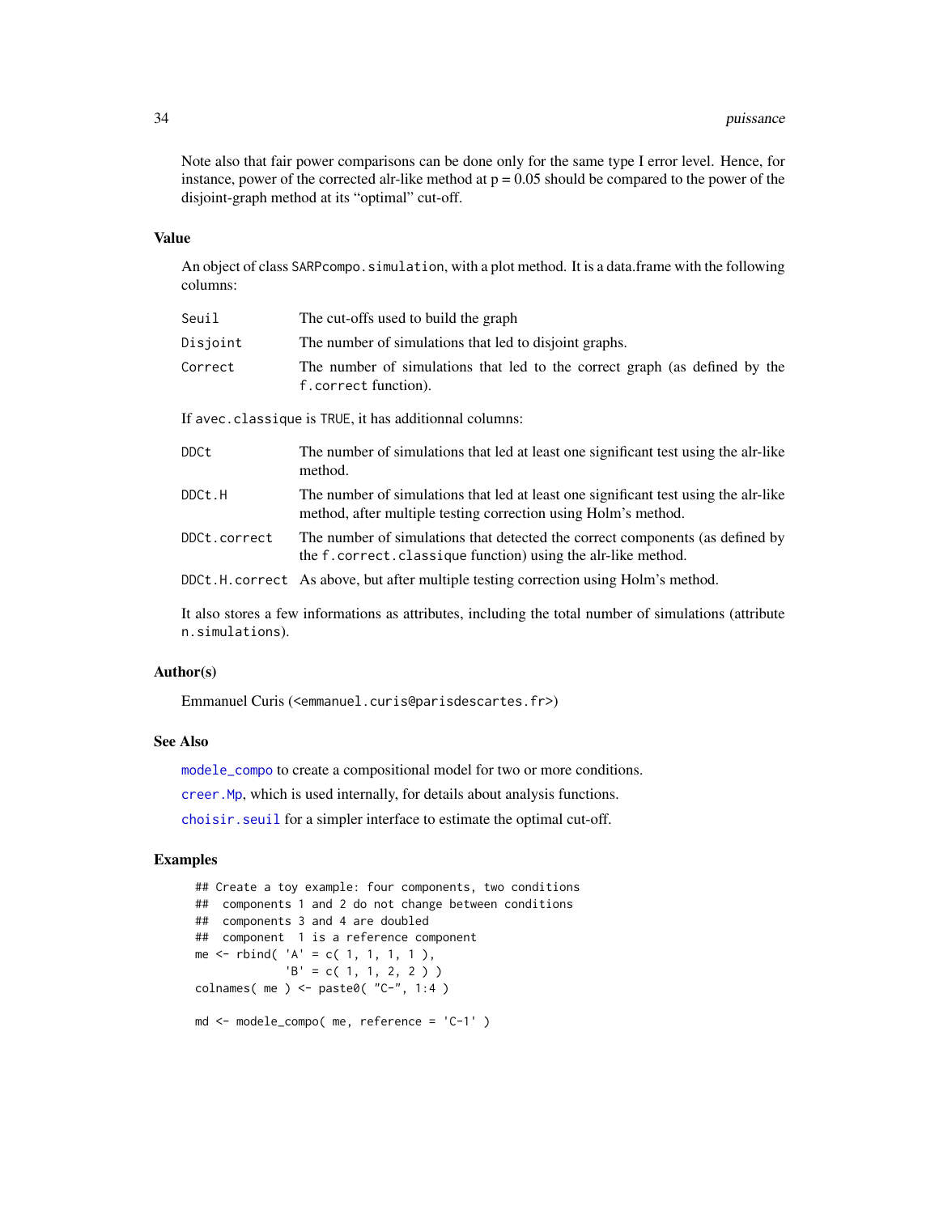Note also that fair power comparisons can be done only for the same type I error level. Hence, for instance, power of the corrected alr-like method at p = 0.05 should be compared to the power of the disjoint-graph method at its "optimal" cut-off.

### Value

An object of class `SARPcompo.simulation`, with a plot method. It is a data.frame with the following columns:

| | |
|---|---|
| `Seuil` | The cut-offs used to build the graph |
| `Disjoint` | The number of simulations that led to disjoint graphs. |
| `Correct` | The number of simulations that led to the correct graph (as defined by the `f.correct` function). |

If `avec.classique` is `TRUE`, it has additionnal columns:

| | |
|---|---|
| `DDCt` | The number of simulations that led at least one significant test using the alr-like method. |
| `DDCt.H` | The number of simulations that led at least one significant test using the alr-like method, after multiple testing correction using Holm's method. |
| `DDCt.correct` | The number of simulations that detected the correct components (as defined by the `f.correct.classique` function) using the alr-like method. |
| `DDCt.H.correct` | As above, but after multiple testing correction using Holm's method. |

It also stores a few informations as attributes, including the total number of simulations (attribute `n.simulations`).

### Author(s)

Emmanuel Curis (<emmanuel.curis@parisdescartes.fr>)

### See Also

`modele_compo` to create a compositional model for two or more conditions.

`creer.Mp`, which is used internally, for details about analysis functions.

`choisir.seuil` for a simpler interface to estimate the optimal cut-off.

### Examples

```
## Create a toy example: four components, two conditions
##  components 1 and 2 do not change between conditions
##  components 3 and 4 are doubled
##  component  1 is a reference component
me <- rbind( 'A' = c( 1, 1, 1, 1 ),
             'B' = c( 1, 1, 2, 2 ) )
colnames( me ) <- paste0( "C-", 1:4 )

md <- modele_compo( me, reference = 'C-1' )
```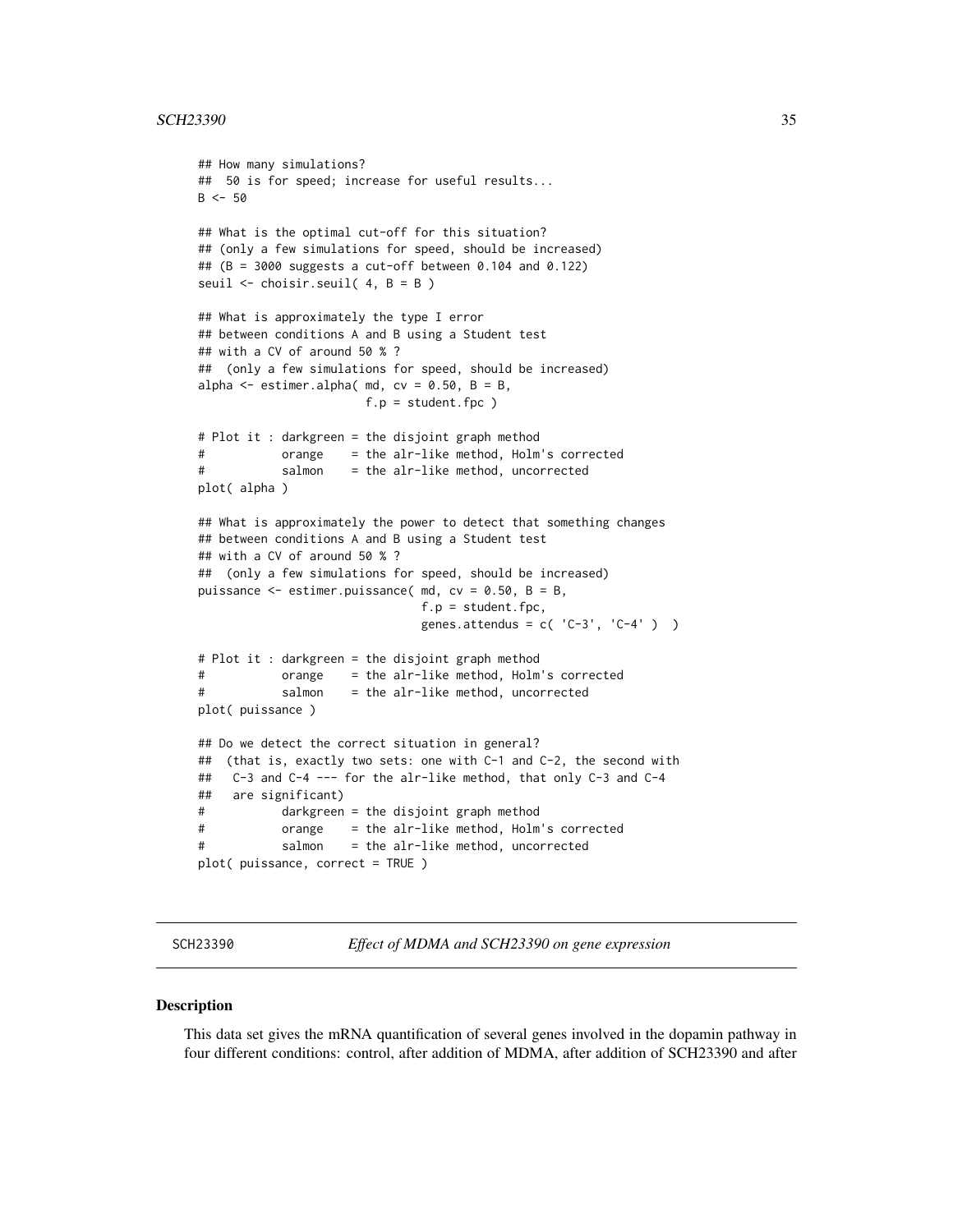```
## How many simulations?
##  50 is for speed; increase for useful results...
B <- 50

## What is the optimal cut-off for this situation?
## (only a few simulations for speed, should be increased)
## (B = 3000 suggests a cut-off between 0.104 and 0.122)
seuil <- choisir.seuil( 4, B = B )

## What is approximately the type I error
## between conditions A and B using a Student test
## with a CV of around 50 % ?
##  (only a few simulations for speed, should be increased)
alpha <- estimer.alpha( md, cv = 0.50, B = B,
                        f.p = student.fpc )

# Plot it : darkgreen = the disjoint graph method
#           orange    = the alr-like method, Holm's corrected
#           salmon    = the alr-like method, uncorrected
plot( alpha )

## What is approximately the power to detect that something changes
## between conditions A and B using a Student test
## with a CV of around 50 % ?
##  (only a few simulations for speed, should be increased)
puissance <- estimer.puissance( md, cv = 0.50, B = B,
                                f.p = student.fpc,
                                genes.attendus = c( 'C-3', 'C-4' )  )

# Plot it : darkgreen = the disjoint graph method
#           orange    = the alr-like method, Holm's corrected
#           salmon    = the alr-like method, uncorrected
plot( puissance )

## Do we detect the correct situation in general?
##  (that is, exactly two sets: one with C-1 and C-2, the second with
##   C-3 and C-4 --- for the alr-like method, that only C-3 and C-4
##   are significant)
#           darkgreen = the disjoint graph method
#           orange    = the alr-like method, Holm's corrected
#           salmon    = the alr-like method, uncorrected
plot( puissance, correct = TRUE )
```

---

SCH23390 — *Effect of MDMA and SCH23390 on gene expression*

---

### Description

This data set gives the mRNA quantification of several genes involved in the dopamin pathway in four different conditions: control, after addition of MDMA, after addition of SCH23390 and after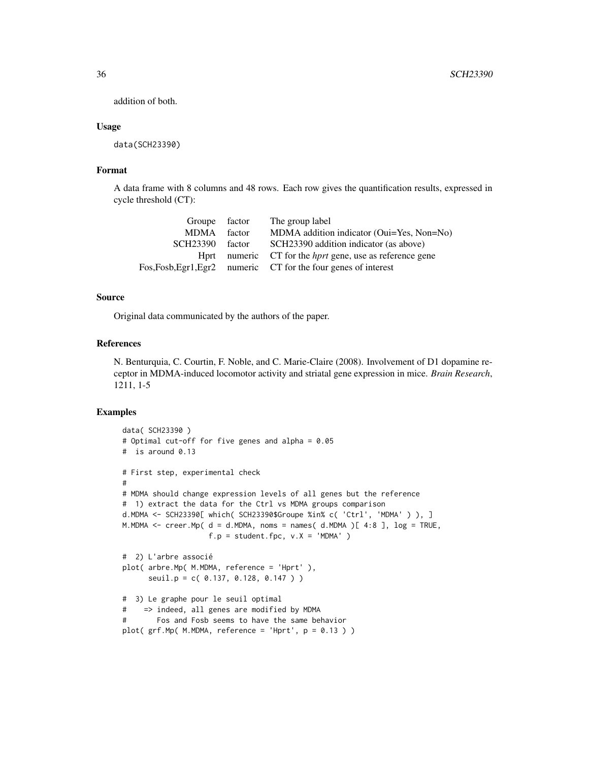addition of both.

## Usage

```
data(SCH23390)
```

## Format

A data frame with 8 columns and 48 rows. Each row gives the quantification results, expressed in cycle threshold (CT):

| | | |
|---|---|---|
| Groupe | factor | The group label |
| MDMA | factor | MDMA addition indicator (Oui=Yes, Non=No) |
| SCH23390 | factor | SCH23390 addition indicator (as above) |
| Hprt | numeric | CT for the *hprt* gene, use as reference gene |
| Fos,Fosb,Egr1,Egr2 | numeric | CT for the four genes of interest |

## Source

Original data communicated by the authors of the paper.

## References

N. Benturquia, C. Courtin, F. Noble, and C. Marie-Claire (2008). Involvement of D1 dopamine receptor in MDMA-induced locomotor activity and striatal gene expression in mice. *Brain Research*, 1211, 1-5

## Examples

```
data( SCH23390 )
# Optimal cut-off for five genes and alpha = 0.05
#  is around 0.13

# First step, experimental check
#
# MDMA should change expression levels of all genes but the reference
#  1) extract the data for the Ctrl vs MDMA groups comparison
d.MDMA <- SCH23390[ which( SCH23390$Groupe %in% c( 'Ctrl', 'MDMA' ) ), ]
M.MDMA <- creer.Mp( d = d.MDMA, noms = names( d.MDMA )[ 4:8 ], log = TRUE,
                    f.p = student.fpc, v.X = 'MDMA' )

#  2) L'arbre associé
plot( arbre.Mp( M.MDMA, reference = 'Hprt' ),
      seuil.p = c( 0.137, 0.128, 0.147 ) )

#  3) Le graphe pour le seuil optimal
#    => indeed, all genes are modified by MDMA
#       Fos and Fosb seems to have the same behavior
plot( grf.Mp( M.MDMA, reference = 'Hprt', p = 0.13 ) )
```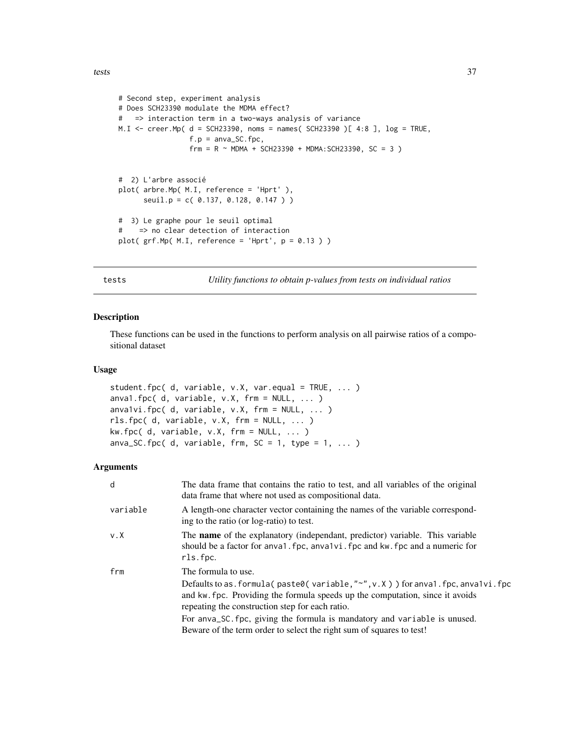```
# Second step, experiment analysis
# Does SCH23390 modulate the MDMA effect?
#   => interaction term in a two-ways analysis of variance
M.I <- creer.Mp( d = SCH23390, noms = names( SCH23390 )[ 4:8 ], log = TRUE,
                 f.p = anva_SC.fpc,
                 frm = R ~ MDMA + SCH23390 + MDMA:SCH23390, SC = 3 )


#  2) L'arbre associé
plot( arbre.Mp( M.I, reference = 'Hprt' ),
      seuil.p = c( 0.137, 0.128, 0.147 ) )

#  3) Le graphe pour le seuil optimal
#    => no clear detection of interaction
plot( grf.Mp( M.I, reference = 'Hprt', p = 0.13 ) )
```

## tests — *Utility functions to obtain p-values from tests on individual ratios*

### Description

These functions can be used in the functions to perform analysis on all pairwise ratios of a compositional dataset

### Usage

```
student.fpc( d, variable, v.X, var.equal = TRUE, ... )
anva1.fpc( d, variable, v.X, frm = NULL, ... )
anva1vi.fpc( d, variable, v.X, frm = NULL, ... )
rls.fpc( d, variable, v.X, frm = NULL, ... )
kw.fpc( d, variable, v.X, frm = NULL, ... )
anva_SC.fpc( d, variable, frm, SC = 1, type = 1, ... )
```

### Arguments

| | |
|---|---|
| d | The data frame that contains the ratio to test, and all variables of the original data frame that where not used as compositional data. |
| variable | A length-one character vector containing the names of the variable corresponding to the ratio (or log-ratio) to test. |
| v.X | The **name** of the explanatory (independant, predictor) variable. This variable should be a factor for anva1.fpc, anva1vi.fpc and kw.fpc and a numeric for rls.fpc. |
| frm | The formula to use. Defaults to as.formula( paste0( variable,"~",v.X ) ) for anva1.fpc, anva1vi.fpc and kw.fpc. Providing the formula speeds up the computation, since it avoids repeating the construction step for each ratio. For anva_SC.fpc, giving the formula is mandatory and variable is unused. Beware of the term order to select the right sum of squares to test! |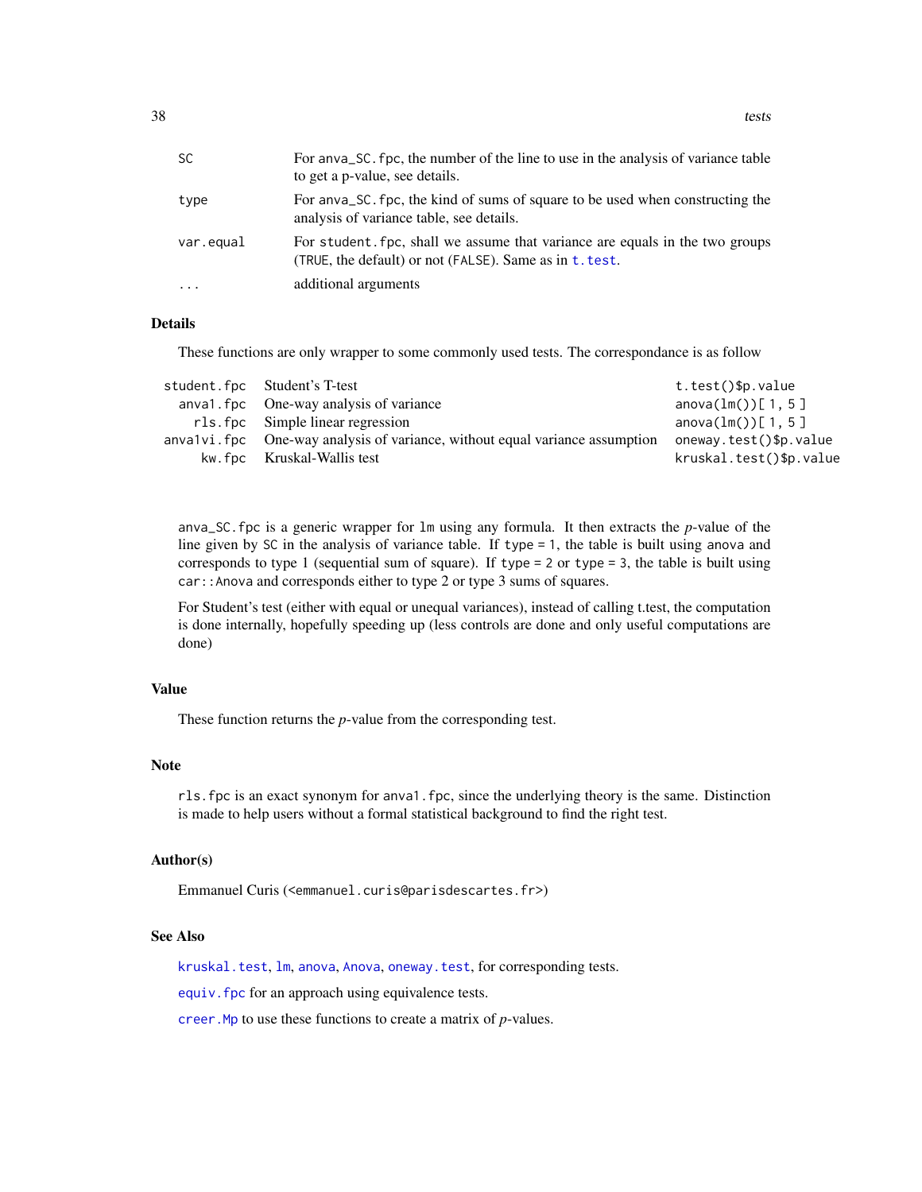| | |
|---|---|
| `SC` | For `anva_SC.fpc`, the number of the line to use in the analysis of variance table to get a p-value, see details. |
| `type` | For `anva_SC.fpc`, the kind of sums of square to be used when constructing the analysis of variance table, see details. |
| `var.equal` | For `student.fpc`, shall we assume that variance are equals in the two groups (`TRUE`, the default) or not (`FALSE`). Same as in `t.test`. |
| `...` | additional arguments |

### Details

These functions are only wrapper to some commonly used tests. The correspondance is as follow

| | | |
|---|---|---|
| `student.fpc` | Student's T-test | `t.test()$p.value` |
| `anva1.fpc` | One-way analysis of variance | `anova(lm())[ 1, 5 ]` |
| `rls.fpc` | Simple linear regression | `anova(lm())[ 1, 5 ]` |
| `anva1vi.fpc` | One-way analysis of variance, without equal variance assumption | `oneway.test()$p.value` |
| `kw.fpc` | Kruskal-Wallis test | `kruskal.test()$p.value` |

`anva_SC.fpc` is a generic wrapper for `lm` using any formula. It then extracts the *p*-value of the line given by `SC` in the analysis of variance table. If `type = 1`, the table is built using `anova` and corresponds to type 1 (sequential sum of square). If `type = 2` or `type = 3`, the table is built using `car::Anova` and corresponds either to type 2 or type 3 sums of squares.

For Student's test (either with equal or unequal variances), instead of calling t.test, the computation is done internally, hopefully speeding up (less controls are done and only useful computations are done)

### Value

These function returns the *p*-value from the corresponding test.

### Note

`rls.fpc` is an exact synonym for `anva1.fpc`, since the underlying theory is the same. Distinction is made to help users without a formal statistical background to find the right test.

### Author(s)

Emmanuel Curis (<emmanuel.curis@parisdescartes.fr>)

### See Also

`kruskal.test`, `lm`, `anova`, `Anova`, `oneway.test`, for corresponding tests.

`equiv.fpc` for an approach using equivalence tests.

`creer.Mp` to use these functions to create a matrix of *p*-values.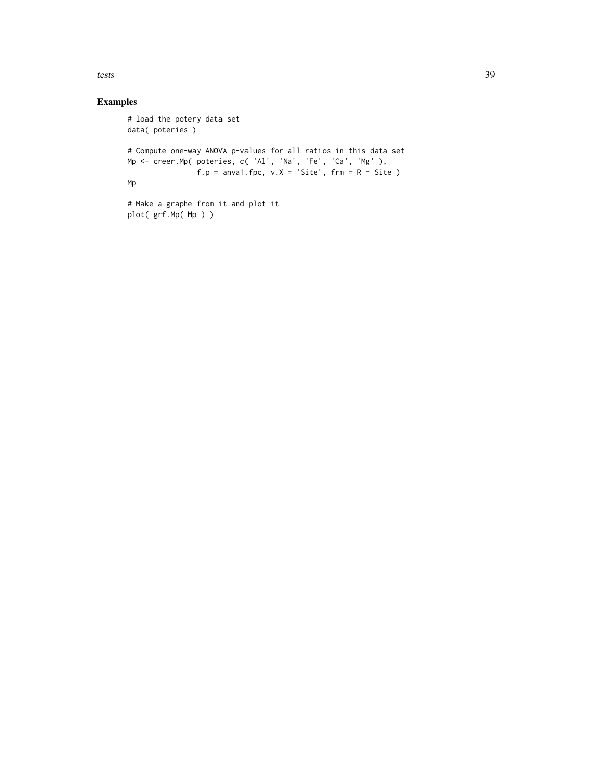## Examples

```
# load the potery data set
data( poteries )

# Compute one-way ANOVA p-values for all ratios in this data set
Mp <- creer.Mp( poteries, c( 'Al', 'Na', 'Fe', 'Ca', 'Mg' ),
                f.p = anva1.fpc, v.X = 'Site', frm = R ~ Site )
Mp

# Make a graphe from it and plot it
plot( grf.Mp( Mp ) )
```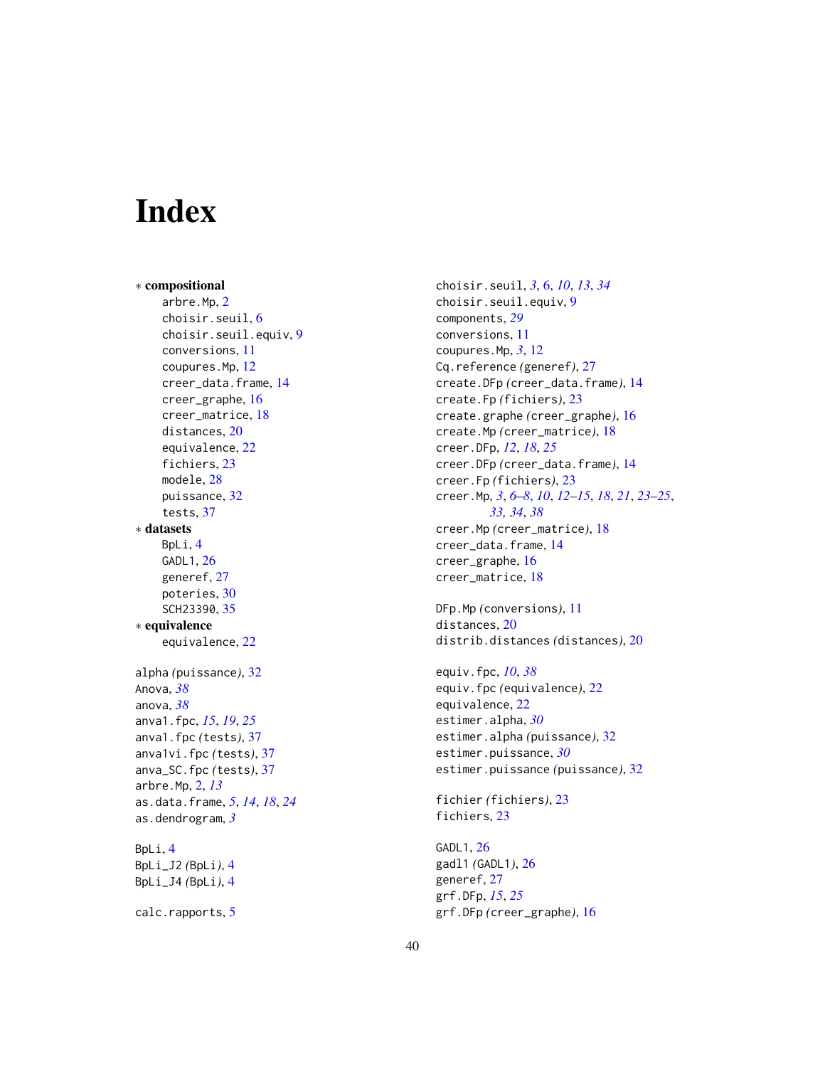# Index

∗ **compositional**

arbre.Mp, 2
choisir.seuil, 6
choisir.seuil.equiv, 9
conversions, 11
coupures.Mp, 12
creer_data.frame, 14
creer_graphe, 16
creer_matrice, 18
distances, 20
equivalence, 22
fichiers, 23
modele, 28
puissance, 32
tests, 37

∗ **datasets**

BpLi, 4
GADL1, 26
generef, 27
poteries, 30
SCH23390, 35

∗ **equivalence**

equivalence, 22

alpha *(puissance)*, 32
Anova, *38*
anova, *38*
anva1.fpc, *15*, *19*, *25*
anva1.fpc *(tests)*, 37
anva1vi.fpc *(tests)*, 37
anva_SC.fpc *(tests)*, 37
arbre.Mp, 2, *13*
as.data.frame, *5*, *14*, *18*, *24*
as.dendrogram, *3*

BpLi, 4
BpLi_J2 *(BpLi)*, 4
BpLi_J4 *(BpLi)*, 4

calc.rapports, 5
choisir.seuil, *3*, *6*, *10*, *13*, *34*
choisir.seuil.equiv, 9
components, *29*
conversions, 11
coupures.Mp, *3*, 12
Cq.reference *(generef)*, 27
create.DFp *(creer_data.frame)*, 14
create.Fp *(fichiers)*, 23
create.graphe *(creer_graphe)*, 16
create.Mp *(creer_matrice)*, 18
creer.DFp, *12*, *18*, *25*
creer.DFp *(creer_data.frame)*, 14
creer.Fp *(fichiers)*, 23
creer.Mp, *3*, *6–8*, *10*, *12–15*, *18*, *21*, *23–25*, *33*, *34*, *38*
creer.Mp *(creer_matrice)*, 18
creer_data.frame, 14
creer_graphe, 16
creer_matrice, 18

DFp.Mp *(conversions)*, 11
distances, 20
distrib.distances *(distances)*, 20

equiv.fpc, *10*, *38*
equiv.fpc *(equivalence)*, 22
equivalence, 22
estimer.alpha, *30*
estimer.alpha *(puissance)*, 32
estimer.puissance, *30*
estimer.puissance *(puissance)*, 32

fichier *(fichiers)*, 23
fichiers, 23

GADL1, 26
gadl1 *(GADL1)*, 26
generef, 27
grf.DFp, *15*, *25*
grf.DFp *(creer_graphe)*, 16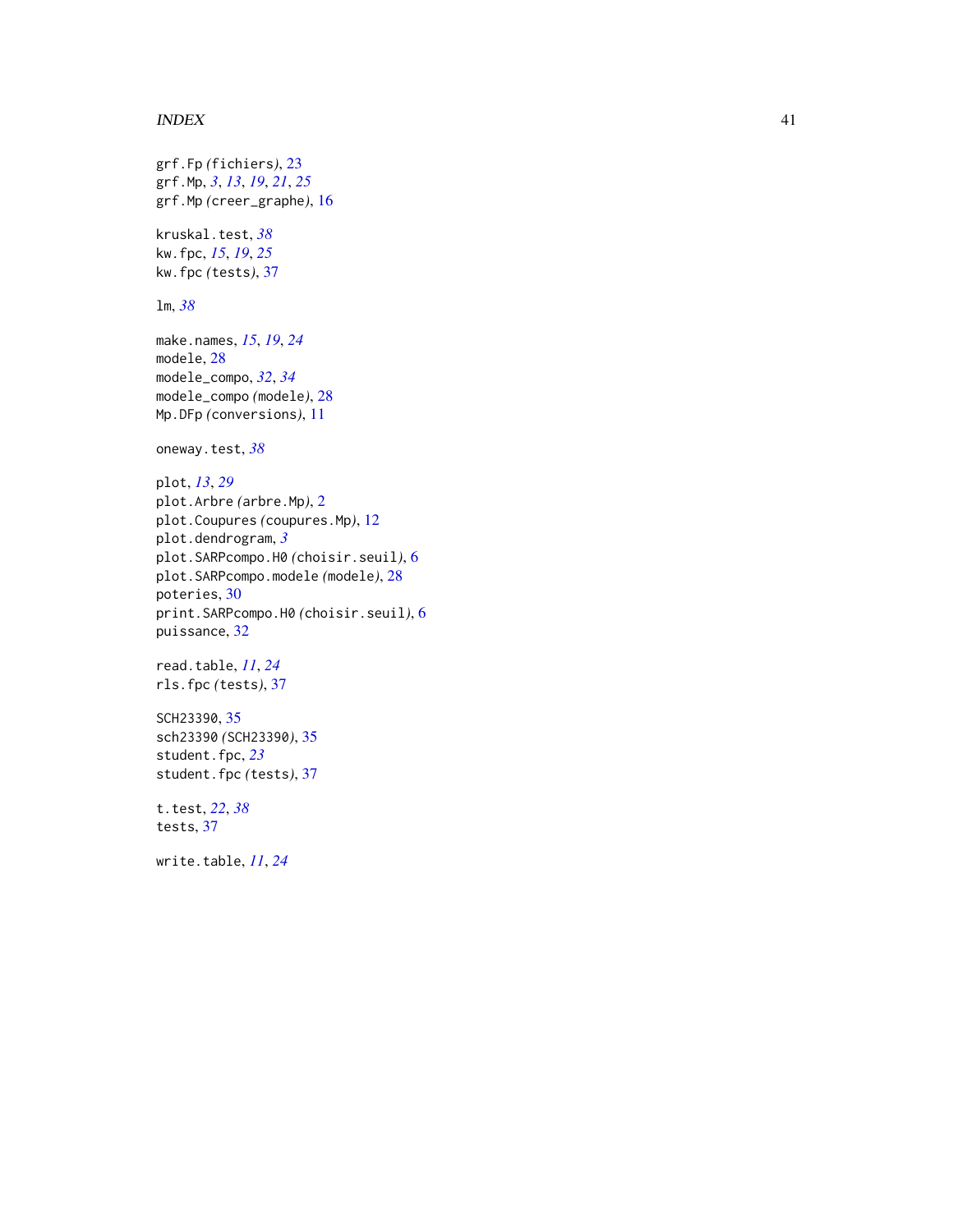grf.Fp *(*fichiers*)*, 23
grf.Mp, *3*, *13*, *19*, *21*, *25*
grf.Mp *(*creer_graphe*)*, 16

kruskal.test, *38*
kw.fpc, *15*, *19*, *25*
kw.fpc *(*tests*)*, 37

lm, *38*

make.names, *15*, *19*, *24*
modele, 28
modele_compo, *32*, *34*
modele_compo *(*modele*)*, 28
Mp.DFp *(*conversions*)*, 11

oneway.test, *38*

plot, *13*, *29*
plot.Arbre *(*arbre.Mp*)*, 2
plot.Coupures *(*coupures.Mp*)*, 12
plot.dendrogram, *3*
plot.SARPcompo.H0 *(*choisir.seuil*)*, 6
plot.SARPcompo.modele *(*modele*)*, 28
poteries, 30
print.SARPcompo.H0 *(*choisir.seuil*)*, 6
puissance, 32

read.table, *11*, *24*
rls.fpc *(*tests*)*, 37

SCH23390, 35
sch23390 *(*SCH23390*)*, 35
student.fpc, *23*
student.fpc *(*tests*)*, 37

t.test, *22*, *38*
tests, 37

write.table, *11*, *24*